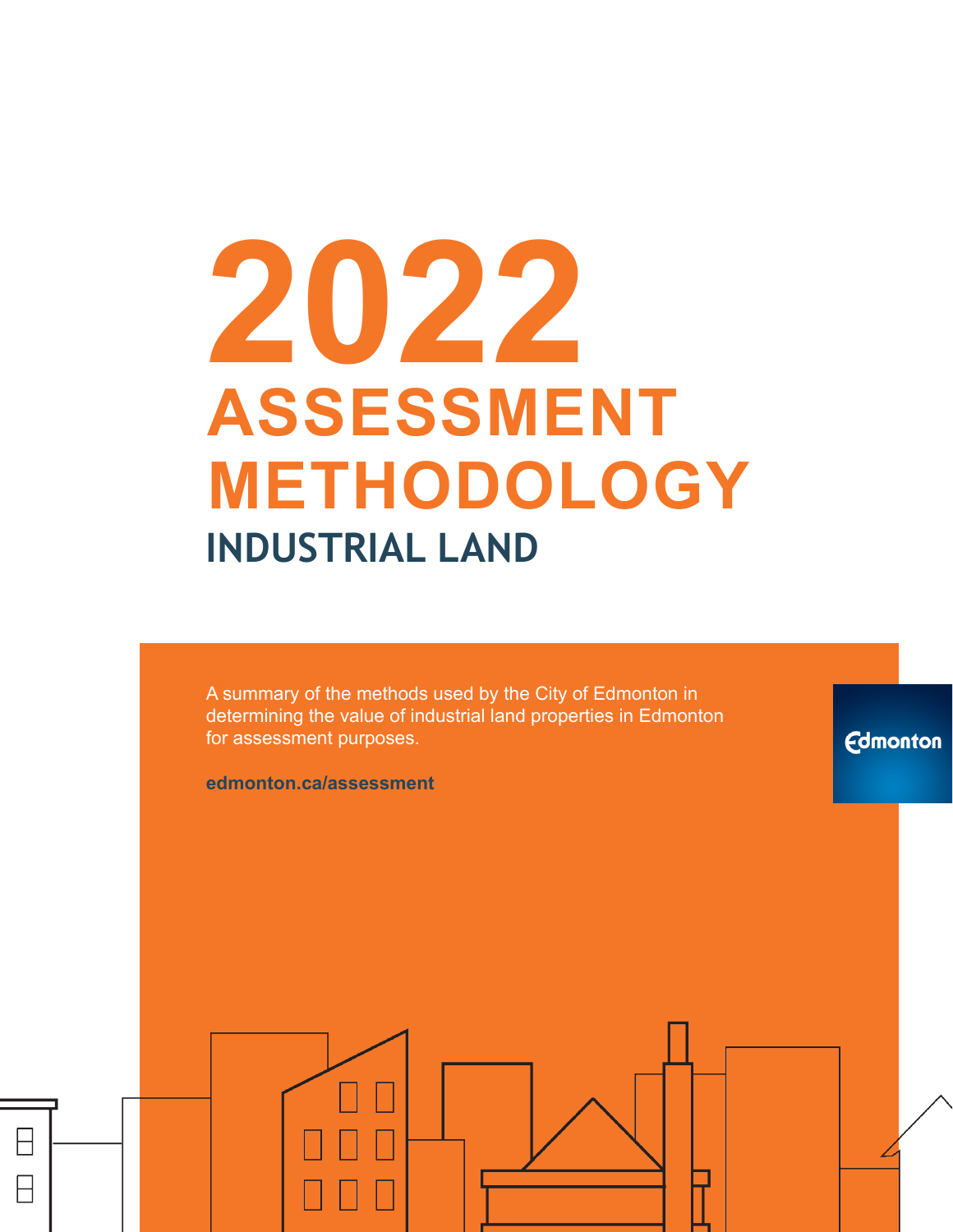# 2022 ASSESSMENT METHODOLOGY

## INDUSTRIAL LAND

A summary of the methods used by the City of Edmonton in determining the value of industrial land properties in Edmonton for assessment purposes.

**edmonton.ca/assessment**

Edmonton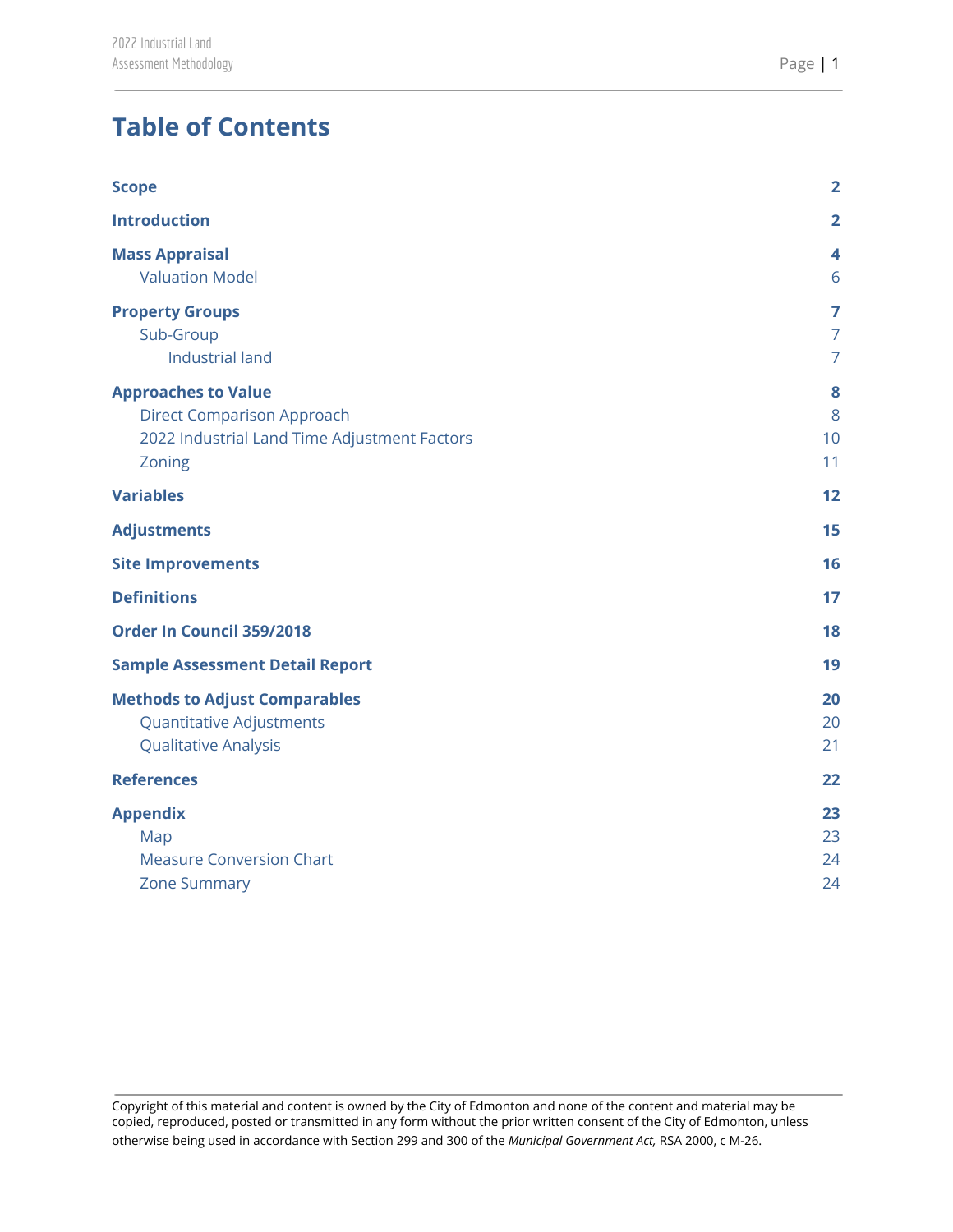# Table of Contents

| | |
|---|---|
| **Scope** | **2** |
| **Introduction** | **2** |
| **Mass Appraisal** | **4** |
| Valuation Model | 6 |
| **Property Groups** | **7** |
| Sub-Group | 7 |
| Industrial land | 7 |
| **Approaches to Value** | **8** |
| Direct Comparison Approach | 8 |
| 2022 Industrial Land Time Adjustment Factors | 10 |
| Zoning | 11 |
| **Variables** | **12** |
| **Adjustments** | **15** |
| **Site Improvements** | **16** |
| **Definitions** | **17** |
| **Order In Council 359/2018** | **18** |
| **Sample Assessment Detail Report** | **19** |
| **Methods to Adjust Comparables** | **20** |
| Quantitative Adjustments | 20 |
| Qualitative Analysis | 21 |
| **References** | **22** |
| **Appendix** | **23** |
| Map | 23 |
| Measure Conversion Chart | 24 |
| Zone Summary | 24 |

Copyright of this material and content is owned by the City of Edmonton and none of the content and material may be copied, reproduced, posted or transmitted in any form without the prior written consent of the City of Edmonton, unless otherwise being used in accordance with Section 299 and 300 of the *Municipal Government Act,* RSA 2000, c M-26.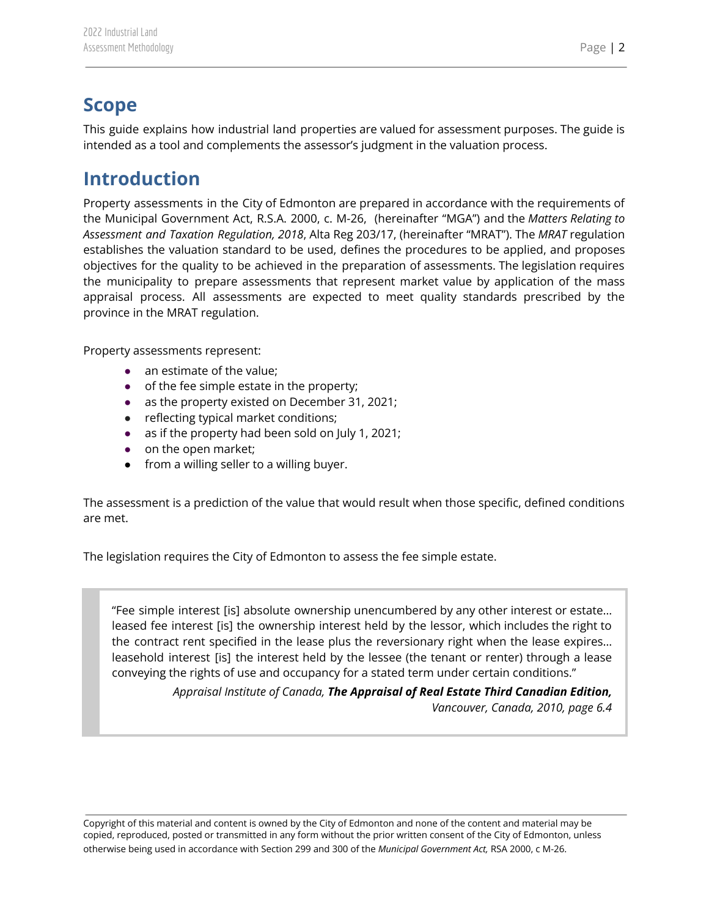## Scope

This guide explains how industrial land properties are valued for assessment purposes. The guide is intended as a tool and complements the assessor's judgment in the valuation process.

## Introduction

Property assessments in the City of Edmonton are prepared in accordance with the requirements of the Municipal Government Act, R.S.A. 2000, c. M-26, (hereinafter "MGA") and the *Matters Relating to Assessment and Taxation Regulation, 2018*, Alta Reg 203/17, (hereinafter "MRAT"). The *MRAT* regulation establishes the valuation standard to be used, defines the procedures to be applied, and proposes objectives for the quality to be achieved in the preparation of assessments. The legislation requires the municipality to prepare assessments that represent market value by application of the mass appraisal process. All assessments are expected to meet quality standards prescribed by the province in the MRAT regulation.

Property assessments represent:

- an estimate of the value;
- of the fee simple estate in the property;
- as the property existed on December 31, 2021;
- reflecting typical market conditions;
- as if the property had been sold on July 1, 2021;
- on the open market;
- from a willing seller to a willing buyer.

The assessment is a prediction of the value that would result when those specific, defined conditions are met.

The legislation requires the City of Edmonton to assess the fee simple estate.

> "Fee simple interest [is] absolute ownership unencumbered by any other interest or estate… leased fee interest [is] the ownership interest held by the lessor, which includes the right to the contract rent specified in the lease plus the reversionary right when the lease expires… leasehold interest [is] the interest held by the lessee (the tenant or renter) through a lease conveying the rights of use and occupancy for a stated term under certain conditions."
>
> *Appraisal Institute of Canada,* ***The Appraisal of Real Estate Third Canadian Edition,*** *Vancouver, Canada, 2010, page 6.4*

Copyright of this material and content is owned by the City of Edmonton and none of the content and material may be copied, reproduced, posted or transmitted in any form without the prior written consent of the City of Edmonton, unless otherwise being used in accordance with Section 299 and 300 of the *Municipal Government Act,* RSA 2000, c M-26.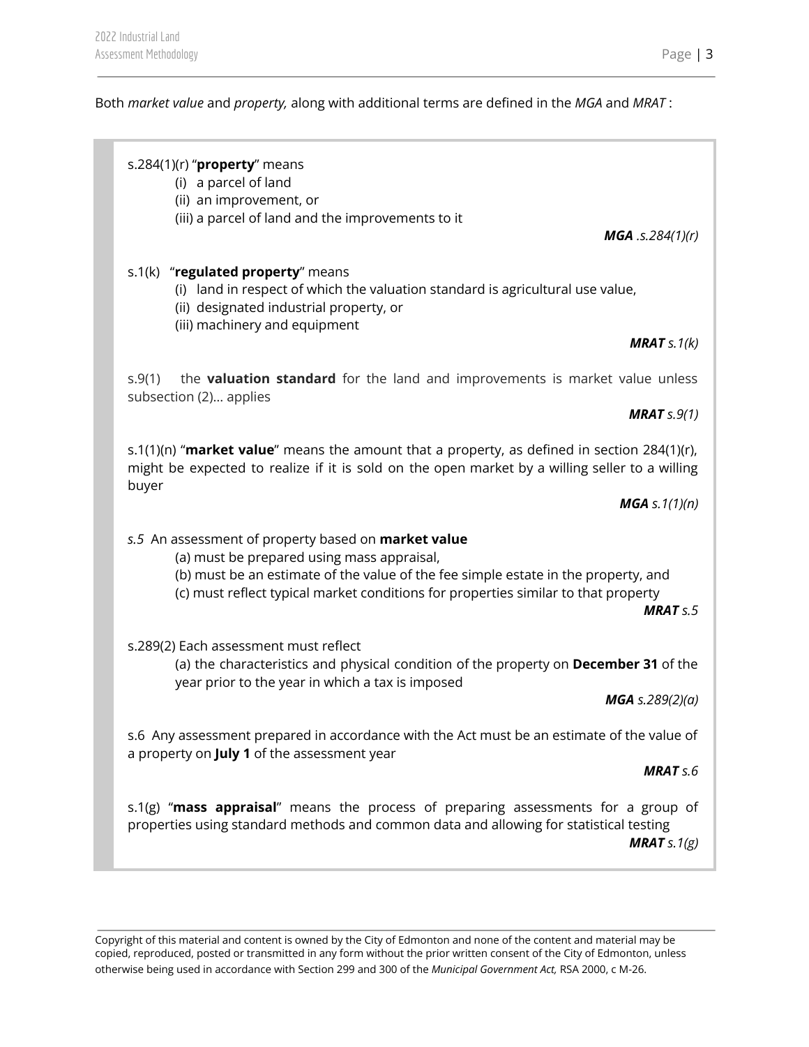Both *market value* and *property,* along with additional terms are defined in the *MGA* and *MRAT* :

> s.284(1)(r) "**property**" means
>
> (i) a parcel of land
> (ii) an improvement, or
> (iii) a parcel of land and the improvements to it
>
> ***MGA** .s.284(1)(r)*
>
> s.1(k) "**regulated property**" means
>
> (i) land in respect of which the valuation standard is agricultural use value,
> (ii) designated industrial property, or
> (iii) machinery and equipment
>
> ***MRAT** s.1(k)*
>
> s.9(1) the **valuation standard** for the land and improvements is market value unless subsection (2)… applies
>
> ***MRAT** s.9(1)*
>
> s.1(1)(n) "**market value**" means the amount that a property, as defined in section 284(1)(r), might be expected to realize if it is sold on the open market by a willing seller to a willing buyer
>
> ***MGA** s.1(1)(n)*
>
> *s.5* An assessment of property based on **market value**
>
> (a) must be prepared using mass appraisal,
> (b) must be an estimate of the value of the fee simple estate in the property, and
> (c) must reflect typical market conditions for properties similar to that property
>
> ***MRAT** s.5*
>
> s.289(2) Each assessment must reflect
>
> (a) the characteristics and physical condition of the property on **December 31** of the year prior to the year in which a tax is imposed
>
> ***MGA** s.289(2)(a)*
>
> s.6 Any assessment prepared in accordance with the Act must be an estimate of the value of a property on **July 1** of the assessment year
>
> ***MRAT** s.6*
>
> s.1(g) "**mass appraisal**" means the process of preparing assessments for a group of properties using standard methods and common data and allowing for statistical testing
>
> ***MRAT** s.1(g)*

Copyright of this material and content is owned by the City of Edmonton and none of the content and material may be copied, reproduced, posted or transmitted in any form without the prior written consent of the City of Edmonton, unless otherwise being used in accordance with Section 299 and 300 of the *Municipal Government Act,* RSA 2000, c M-26.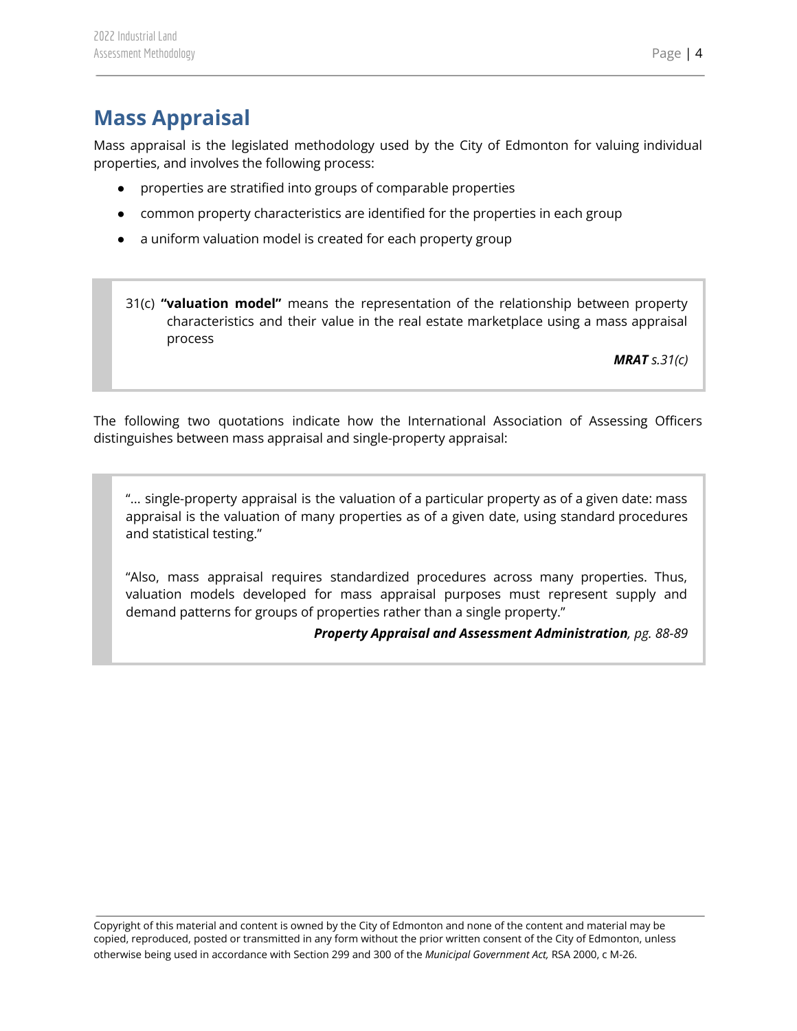# Mass Appraisal

Mass appraisal is the legislated methodology used by the City of Edmonton for valuing individual properties, and involves the following process:

- properties are stratified into groups of comparable properties
- common property characteristics are identified for the properties in each group
- a uniform valuation model is created for each property group

> 31(c) **"valuation model"** means the representation of the relationship between property characteristics and their value in the real estate marketplace using a mass appraisal process
>
> ***MRAT*** *s.31(c)*

The following two quotations indicate how the International Association of Assessing Officers distinguishes between mass appraisal and single-property appraisal:

> "... single-property appraisal is the valuation of a particular property as of a given date: mass appraisal is the valuation of many properties as of a given date, using standard procedures and statistical testing."
>
> "Also, mass appraisal requires standardized procedures across many properties. Thus, valuation models developed for mass appraisal purposes must represent supply and demand patterns for groups of properties rather than a single property."
>
> ***Property Appraisal and Assessment Administration****, pg. 88-89*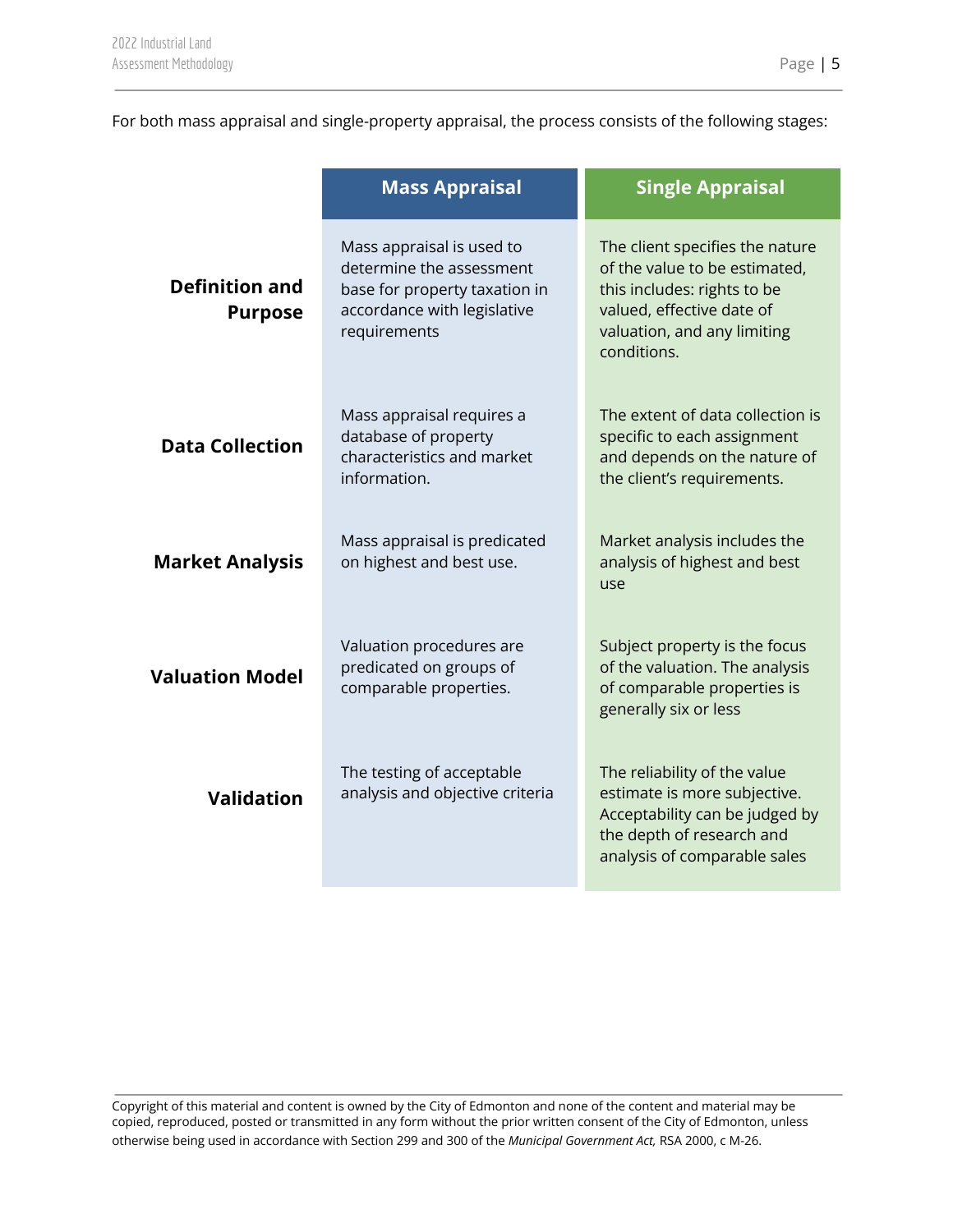For both mass appraisal and single-property appraisal, the process consists of the following stages:

| | Mass Appraisal | Single Appraisal |
|---|---|---|
| **Definition and Purpose** | Mass appraisal is used to determine the assessment base for property taxation in accordance with legislative requirements | The client specifies the nature of the value to be estimated, this includes: rights to be valued, effective date of valuation, and any limiting conditions. |
| **Data Collection** | Mass appraisal requires a database of property characteristics and market information. | The extent of data collection is specific to each assignment and depends on the nature of the client's requirements. |
| **Market Analysis** | Mass appraisal is predicated on highest and best use. | Market analysis includes the analysis of highest and best use |
| **Valuation Model** | Valuation procedures are predicated on groups of comparable properties. | Subject property is the focus of the valuation. The analysis of comparable properties is generally six or less |
| **Validation** | The testing of acceptable analysis and objective criteria | The reliability of the value estimate is more subjective. Acceptability can be judged by the depth of research and analysis of comparable sales |

Copyright of this material and content is owned by the City of Edmonton and none of the content and material may be copied, reproduced, posted or transmitted in any form without the prior written consent of the City of Edmonton, unless otherwise being used in accordance with Section 299 and 300 of the *Municipal Government Act,* RSA 2000, c M-26.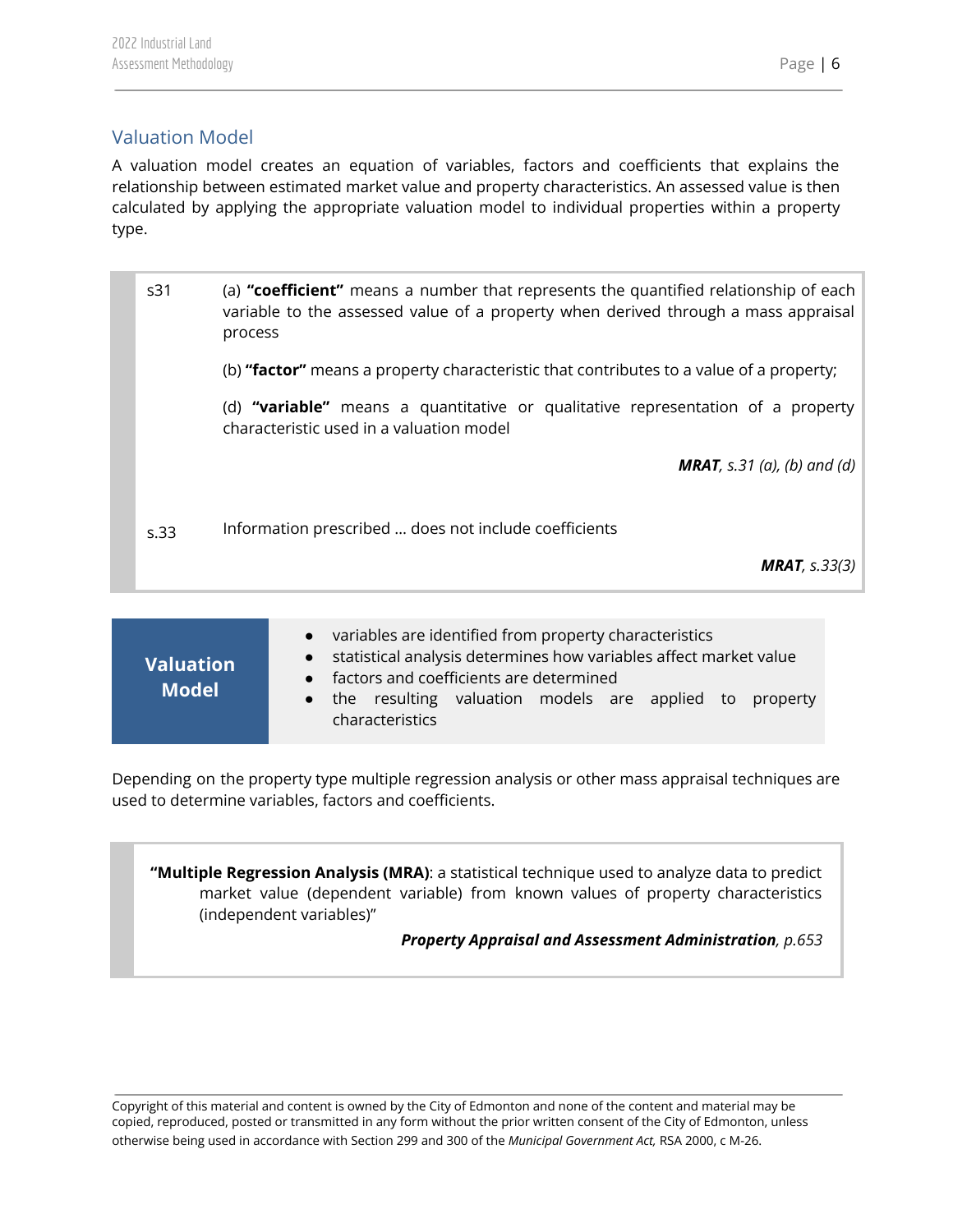## Valuation Model

A valuation model creates an equation of variables, factors and coefficients that explains the relationship between estimated market value and property characteristics. An assessed value is then calculated by applying the appropriate valuation model to individual properties within a property type.

> s31 (a) **"coefficient"** means a number that represents the quantified relationship of each variable to the assessed value of a property when derived through a mass appraisal process
>
> (b) **"factor"** means a property characteristic that contributes to a value of a property;
>
> (d) **"variable"** means a quantitative or qualitative representation of a property characteristic used in a valuation model
>
> ***MRAT**, s.31 (a), (b) and (d)*
>
> s.33 Information prescribed ... does not include coefficients
>
> ***MRAT**, s.33(3)*

**Valuation Model**

- variables are identified from property characteristics
- statistical analysis determines how variables affect market value
- factors and coefficients are determined
- the resulting valuation models are applied to property characteristics

Depending on the property type multiple regression analysis or other mass appraisal techniques are used to determine variables, factors and coefficients.

> **"Multiple Regression Analysis (MRA)**: a statistical technique used to analyze data to predict market value (dependent variable) from known values of property characteristics (independent variables)"
>
> ***Property Appraisal and Assessment Administration**, p.653*

Copyright of this material and content is owned by the City of Edmonton and none of the content and material may be copied, reproduced, posted or transmitted in any form without the prior written consent of the City of Edmonton, unless otherwise being used in accordance with Section 299 and 300 of the *Municipal Government Act,* RSA 2000, c M-26.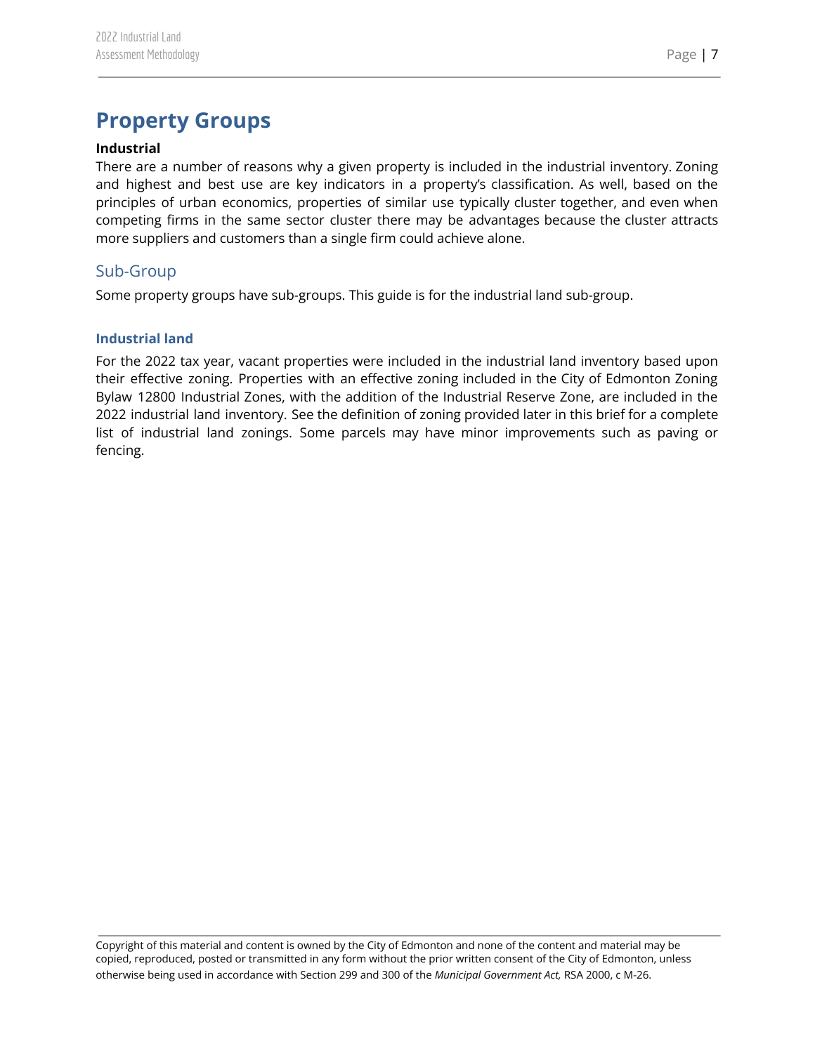# Property Groups

**Industrial**

There are a number of reasons why a given property is included in the industrial inventory. Zoning and highest and best use are key indicators in a property's classification. As well, based on the principles of urban economics, properties of similar use typically cluster together, and even when competing firms in the same sector cluster there may be advantages because the cluster attracts more suppliers and customers than a single firm could achieve alone.

## Sub-Group

Some property groups have sub-groups. This guide is for the industrial land sub-group.

### Industrial land

For the 2022 tax year, vacant properties were included in the industrial land inventory based upon their effective zoning. Properties with an effective zoning included in the City of Edmonton Zoning Bylaw 12800 Industrial Zones, with the addition of the Industrial Reserve Zone, are included in the 2022 industrial land inventory. See the definition of zoning provided later in this brief for a complete list of industrial land zonings. Some parcels may have minor improvements such as paving or fencing.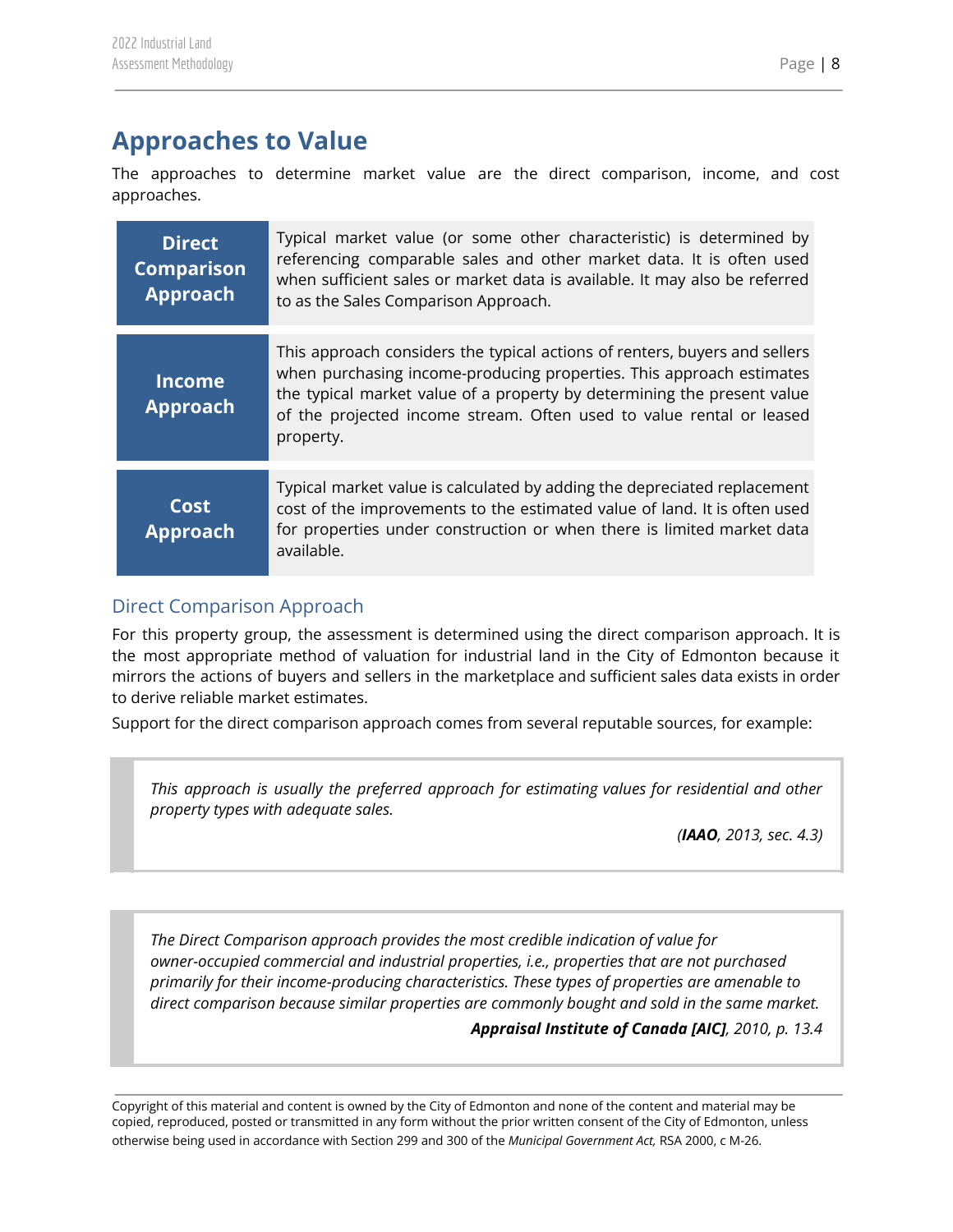## Approaches to Value

The approaches to determine market value are the direct comparison, income, and cost approaches.

| | |
|---|---|
| **Direct Comparison Approach** | Typical market value (or some other characteristic) is determined by referencing comparable sales and other market data. It is often used when sufficient sales or market data is available. It may also be referred to as the Sales Comparison Approach. |
| **Income Approach** | This approach considers the typical actions of renters, buyers and sellers when purchasing income-producing properties. This approach estimates the typical market value of a property by determining the present value of the projected income stream. Often used to value rental or leased property. |
| **Cost Approach** | Typical market value is calculated by adding the depreciated replacement cost of the improvements to the estimated value of land. It is often used for properties under construction or when there is limited market data available. |

### Direct Comparison Approach

For this property group, the assessment is determined using the direct comparison approach. It is the most appropriate method of valuation for industrial land in the City of Edmonton because it mirrors the actions of buyers and sellers in the marketplace and sufficient sales data exists in order to derive reliable market estimates.

Support for the direct comparison approach comes from several reputable sources, for example:

> *This approach is usually the preferred approach for estimating values for residential and other property types with adequate sales.*
>
> *(**IAAO**, 2013, sec. 4.3)*

> *The Direct Comparison approach provides the most credible indication of value for owner-occupied commercial and industrial properties, i.e., properties that are not purchased primarily for their income-producing characteristics. These types of properties are amenable to direct comparison because similar properties are commonly bought and sold in the same market.*
>
> ***Appraisal Institute of Canada [AIC]**, 2010, p. 13.4*

Copyright of this material and content is owned by the City of Edmonton and none of the content and material may be copied, reproduced, posted or transmitted in any form without the prior written consent of the City of Edmonton, unless otherwise being used in accordance with Section 299 and 300 of the *Municipal Government Act,* RSA 2000, c M-26.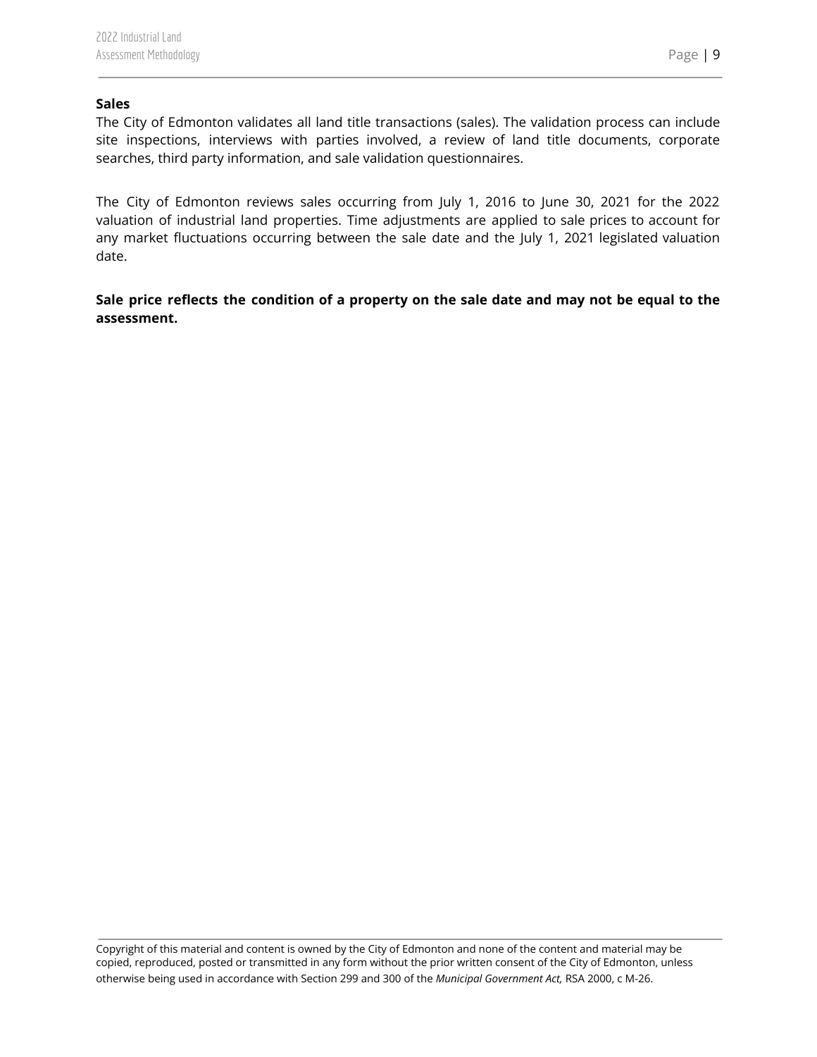**Sales**

The City of Edmonton validates all land title transactions (sales). The validation process can include site inspections, interviews with parties involved, a review of land title documents, corporate searches, third party information, and sale validation questionnaires.

The City of Edmonton reviews sales occurring from July 1, 2016 to June 30, 2021 for the 2022 valuation of industrial land properties. Time adjustments are applied to sale prices to account for any market fluctuations occurring between the sale date and the July 1, 2021 legislated valuation date.

**Sale price reflects the condition of a property on the sale date and may not be equal to the assessment.**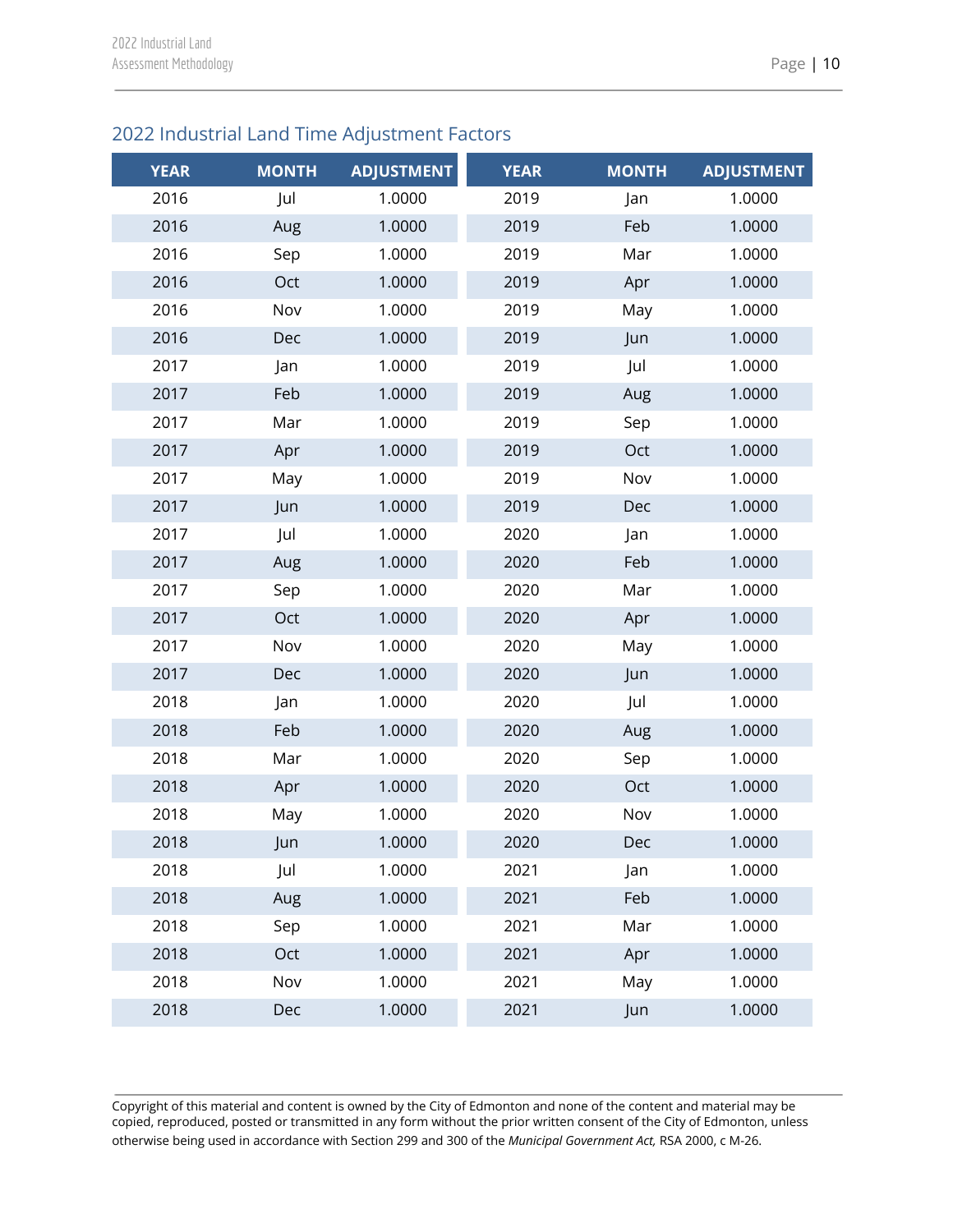## 2022 Industrial Land Time Adjustment Factors

| YEAR | MONTH | ADJUSTMENT | YEAR | MONTH | ADJUSTMENT |
|---|---|---|---|---|---|
| 2016 | Jul | 1.0000 | 2019 | Jan | 1.0000 |
| 2016 | Aug | 1.0000 | 2019 | Feb | 1.0000 |
| 2016 | Sep | 1.0000 | 2019 | Mar | 1.0000 |
| 2016 | Oct | 1.0000 | 2019 | Apr | 1.0000 |
| 2016 | Nov | 1.0000 | 2019 | May | 1.0000 |
| 2016 | Dec | 1.0000 | 2019 | Jun | 1.0000 |
| 2017 | Jan | 1.0000 | 2019 | Jul | 1.0000 |
| 2017 | Feb | 1.0000 | 2019 | Aug | 1.0000 |
| 2017 | Mar | 1.0000 | 2019 | Sep | 1.0000 |
| 2017 | Apr | 1.0000 | 2019 | Oct | 1.0000 |
| 2017 | May | 1.0000 | 2019 | Nov | 1.0000 |
| 2017 | Jun | 1.0000 | 2019 | Dec | 1.0000 |
| 2017 | Jul | 1.0000 | 2020 | Jan | 1.0000 |
| 2017 | Aug | 1.0000 | 2020 | Feb | 1.0000 |
| 2017 | Sep | 1.0000 | 2020 | Mar | 1.0000 |
| 2017 | Oct | 1.0000 | 2020 | Apr | 1.0000 |
| 2017 | Nov | 1.0000 | 2020 | May | 1.0000 |
| 2017 | Dec | 1.0000 | 2020 | Jun | 1.0000 |
| 2018 | Jan | 1.0000 | 2020 | Jul | 1.0000 |
| 2018 | Feb | 1.0000 | 2020 | Aug | 1.0000 |
| 2018 | Mar | 1.0000 | 2020 | Sep | 1.0000 |
| 2018 | Apr | 1.0000 | 2020 | Oct | 1.0000 |
| 2018 | May | 1.0000 | 2020 | Nov | 1.0000 |
| 2018 | Jun | 1.0000 | 2020 | Dec | 1.0000 |
| 2018 | Jul | 1.0000 | 2021 | Jan | 1.0000 |
| 2018 | Aug | 1.0000 | 2021 | Feb | 1.0000 |
| 2018 | Sep | 1.0000 | 2021 | Mar | 1.0000 |
| 2018 | Oct | 1.0000 | 2021 | Apr | 1.0000 |
| 2018 | Nov | 1.0000 | 2021 | May | 1.0000 |
| 2018 | Dec | 1.0000 | 2021 | Jun | 1.0000 |

Copyright of this material and content is owned by the City of Edmonton and none of the content and material may be copied, reproduced, posted or transmitted in any form without the prior written consent of the City of Edmonton, unless otherwise being used in accordance with Section 299 and 300 of the *Municipal Government Act,* RSA 2000, c M-26.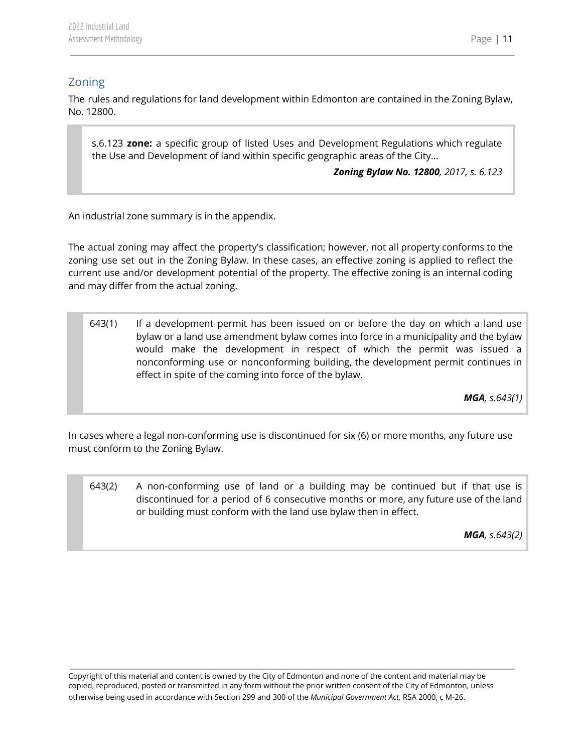## Zoning

The rules and regulations for land development within Edmonton are contained in the Zoning Bylaw, No. 12800.

> s.6.123 **zone:** a specific group of listed Uses and Development Regulations which regulate the Use and Development of land within specific geographic areas of the City...
>
> ***Zoning Bylaw No. 12800****, 2017, s. 6.123*

An industrial zone summary is in the appendix.

The actual zoning may affect the property's classification; however, not all property conforms to the zoning use set out in the Zoning Bylaw. In these cases, an effective zoning is applied to reflect the current use and/or development potential of the property. The effective zoning is an internal coding and may differ from the actual zoning.

> 643(1) If a development permit has been issued on or before the day on which a land use bylaw or a land use amendment bylaw comes into force in a municipality and the bylaw would make the development in respect of which the permit was issued a nonconforming use or nonconforming building, the development permit continues in effect in spite of the coming into force of the bylaw.
>
> ***MGA****, s.643(1)*

In cases where a legal non-conforming use is discontinued for six (6) or more months, any future use must conform to the Zoning Bylaw.

> 643(2) A non-conforming use of land or a building may be continued but if that use is discontinued for a period of 6 consecutive months or more, any future use of the land or building must conform with the land use bylaw then in effect.
>
> ***MGA****, s.643(2)*

Copyright of this material and content is owned by the City of Edmonton and none of the content and material may be copied, reproduced, posted or transmitted in any form without the prior written consent of the City of Edmonton, unless otherwise being used in accordance with Section 299 and 300 of the *Municipal Government Act,* RSA 2000, c M-26.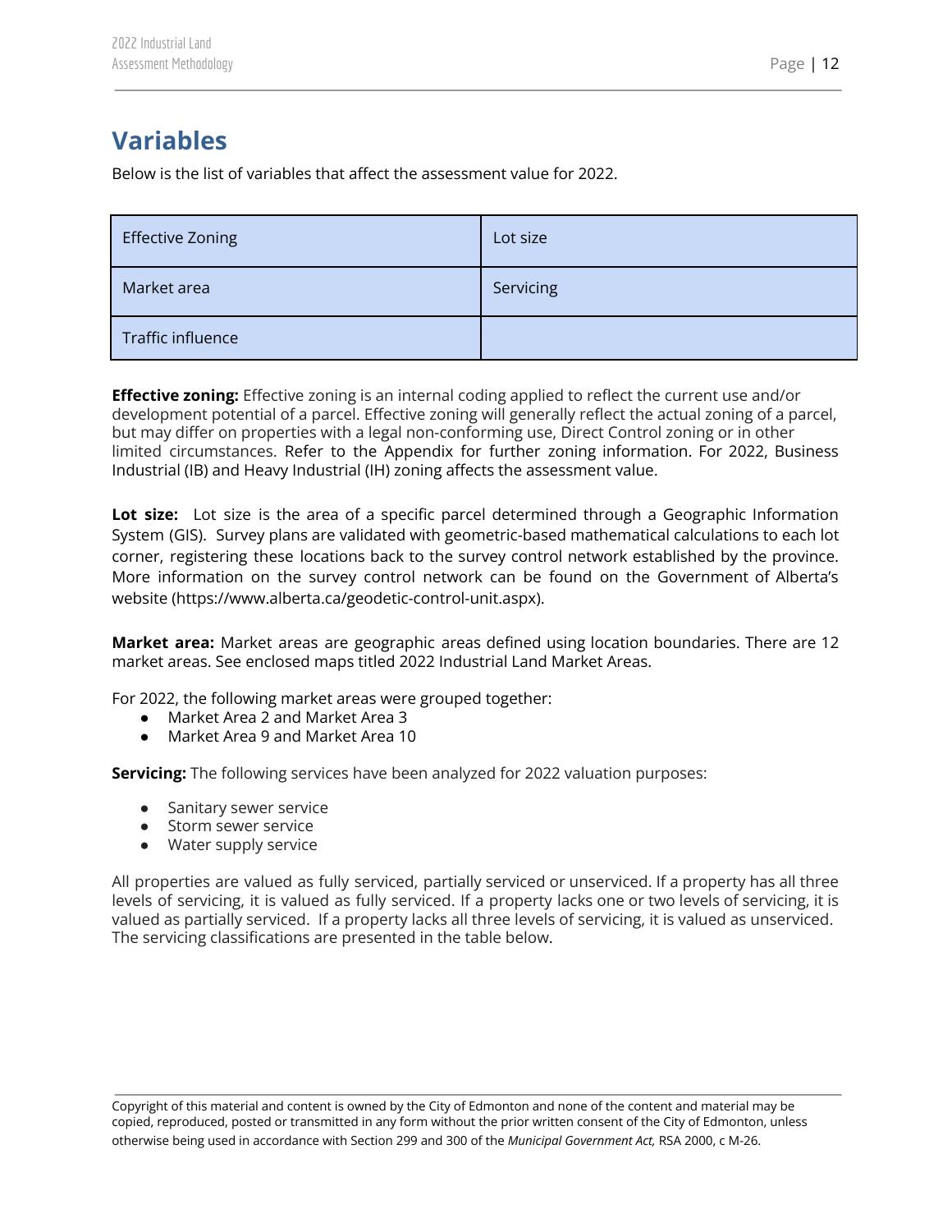# Variables

Below is the list of variables that affect the assessment value for 2022.

| Effective Zoning | Lot size |
| --- | --- |
| Market area | Servicing |
| Traffic influence | |

**Effective zoning:** Effective zoning is an internal coding applied to reflect the current use and/or development potential of a parcel. Effective zoning will generally reflect the actual zoning of a parcel, but may differ on properties with a legal non-conforming use, Direct Control zoning or in other limited circumstances. Refer to the Appendix for further zoning information. For 2022, Business Industrial (IB) and Heavy Industrial (IH) zoning affects the assessment value.

**Lot size:** Lot size is the area of a specific parcel determined through a Geographic Information System (GIS). Survey plans are validated with geometric-based mathematical calculations to each lot corner, registering these locations back to the survey control network established by the province. More information on the survey control network can be found on the Government of Alberta's website (https://www.alberta.ca/geodetic-control-unit.aspx).

**Market area:** Market areas are geographic areas defined using location boundaries. There are 12 market areas. See enclosed maps titled 2022 Industrial Land Market Areas.

For 2022, the following market areas were grouped together:

- Market Area 2 and Market Area 3
- Market Area 9 and Market Area 10

**Servicing:** The following services have been analyzed for 2022 valuation purposes:

- Sanitary sewer service
- Storm sewer service
- Water supply service

All properties are valued as fully serviced, partially serviced or unserviced. If a property has all three levels of servicing, it is valued as fully serviced. If a property lacks one or two levels of servicing, it is valued as partially serviced. If a property lacks all three levels of servicing, it is valued as unserviced. The servicing classifications are presented in the table below.

Copyright of this material and content is owned by the City of Edmonton and none of the content and material may be copied, reproduced, posted or transmitted in any form without the prior written consent of the City of Edmonton, unless otherwise being used in accordance with Section 299 and 300 of the *Municipal Government Act,* RSA 2000, c M-26.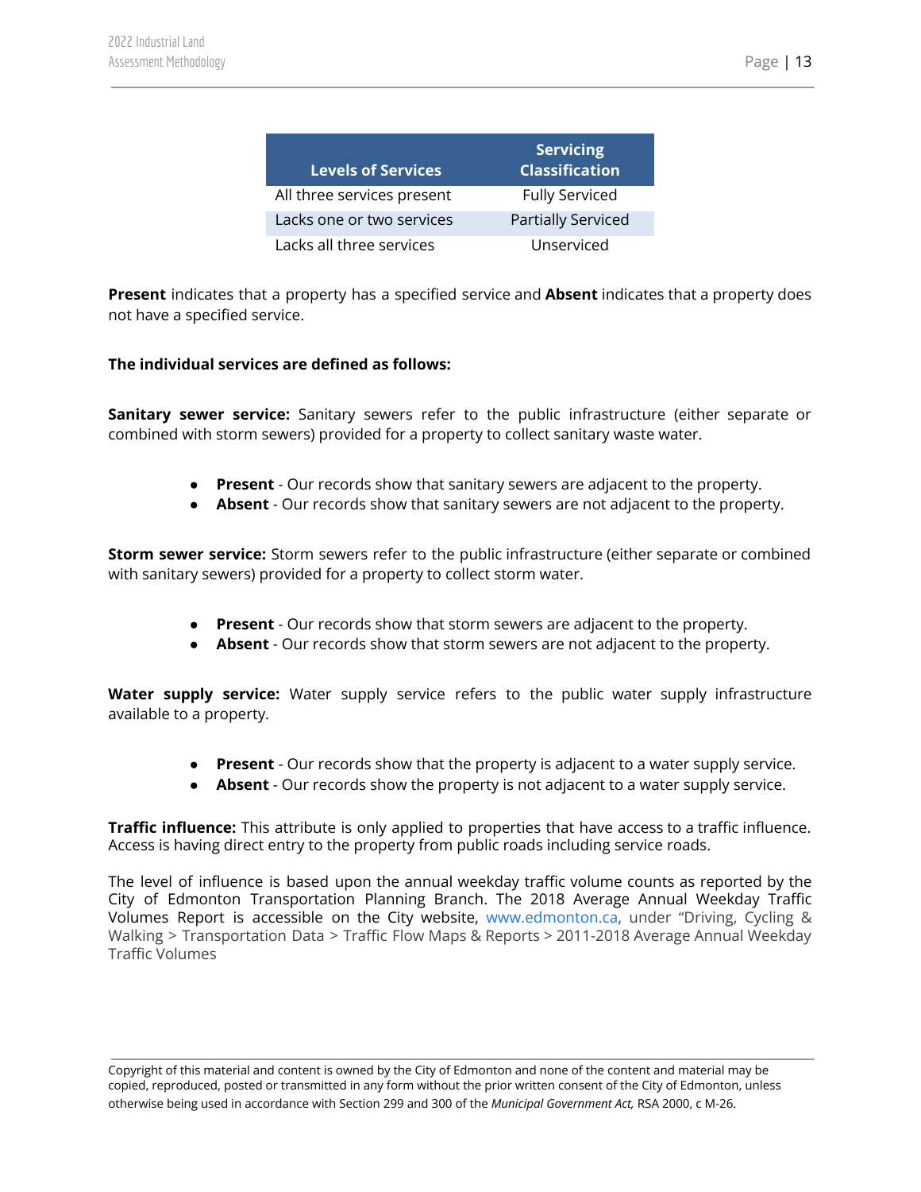| Levels of Services | Servicing Classification |
|---|---|
| All three services present | Fully Serviced |
| Lacks one or two services | Partially Serviced |
| Lacks all three services | Unserviced |

**Present** indicates that a property has a specified service and **Absent** indicates that a property does not have a specified service.

**The individual services are defined as follows:**

**Sanitary sewer service:** Sanitary sewers refer to the public infrastructure (either separate or combined with storm sewers) provided for a property to collect sanitary waste water.

- **Present** - Our records show that sanitary sewers are adjacent to the property.
- **Absent** - Our records show that sanitary sewers are not adjacent to the property.

**Storm sewer service:** Storm sewers refer to the public infrastructure (either separate or combined with sanitary sewers) provided for a property to collect storm water.

- **Present** - Our records show that storm sewers are adjacent to the property.
- **Absent** - Our records show that storm sewers are not adjacent to the property.

**Water supply service:** Water supply service refers to the public water supply infrastructure available to a property.

- **Present** - Our records show that the property is adjacent to a water supply service.
- **Absent** - Our records show the property is not adjacent to a water supply service.

**Traffic influence:** This attribute is only applied to properties that have access to a traffic influence. Access is having direct entry to the property from public roads including service roads.

The level of influence is based upon the annual weekday traffic volume counts as reported by the City of Edmonton Transportation Planning Branch. The 2018 Average Annual Weekday Traffic Volumes Report is accessible on the City website, www.edmonton.ca, under "Driving, Cycling & Walking > Transportation Data > Traffic Flow Maps & Reports > 2011-2018 Average Annual Weekday Traffic Volumes

Copyright of this material and content is owned by the City of Edmonton and none of the content and material may be copied, reproduced, posted or transmitted in any form without the prior written consent of the City of Edmonton, unless otherwise being used in accordance with Section 299 and 300 of the *Municipal Government Act,* RSA 2000, c M-26.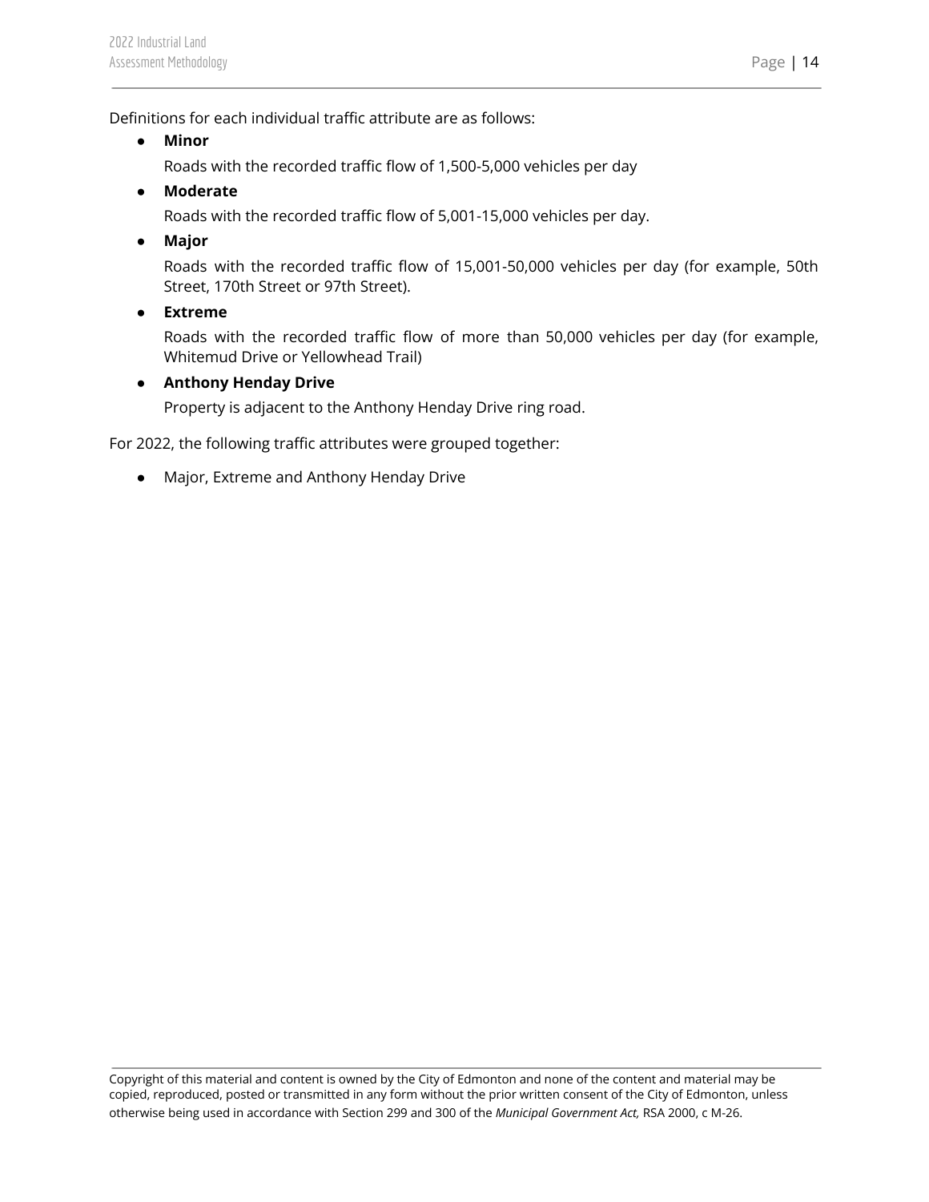Definitions for each individual traffic attribute are as follows:

- **Minor**

  Roads with the recorded traffic flow of 1,500-5,000 vehicles per day

- **Moderate**

  Roads with the recorded traffic flow of 5,001-15,000 vehicles per day.

- **Major**

  Roads with the recorded traffic flow of 15,001-50,000 vehicles per day (for example, 50th Street, 170th Street or 97th Street).

- **Extreme**

  Roads with the recorded traffic flow of more than 50,000 vehicles per day (for example, Whitemud Drive or Yellowhead Trail)

- **Anthony Henday Drive**

  Property is adjacent to the Anthony Henday Drive ring road.

For 2022, the following traffic attributes were grouped together:

- Major, Extreme and Anthony Henday Drive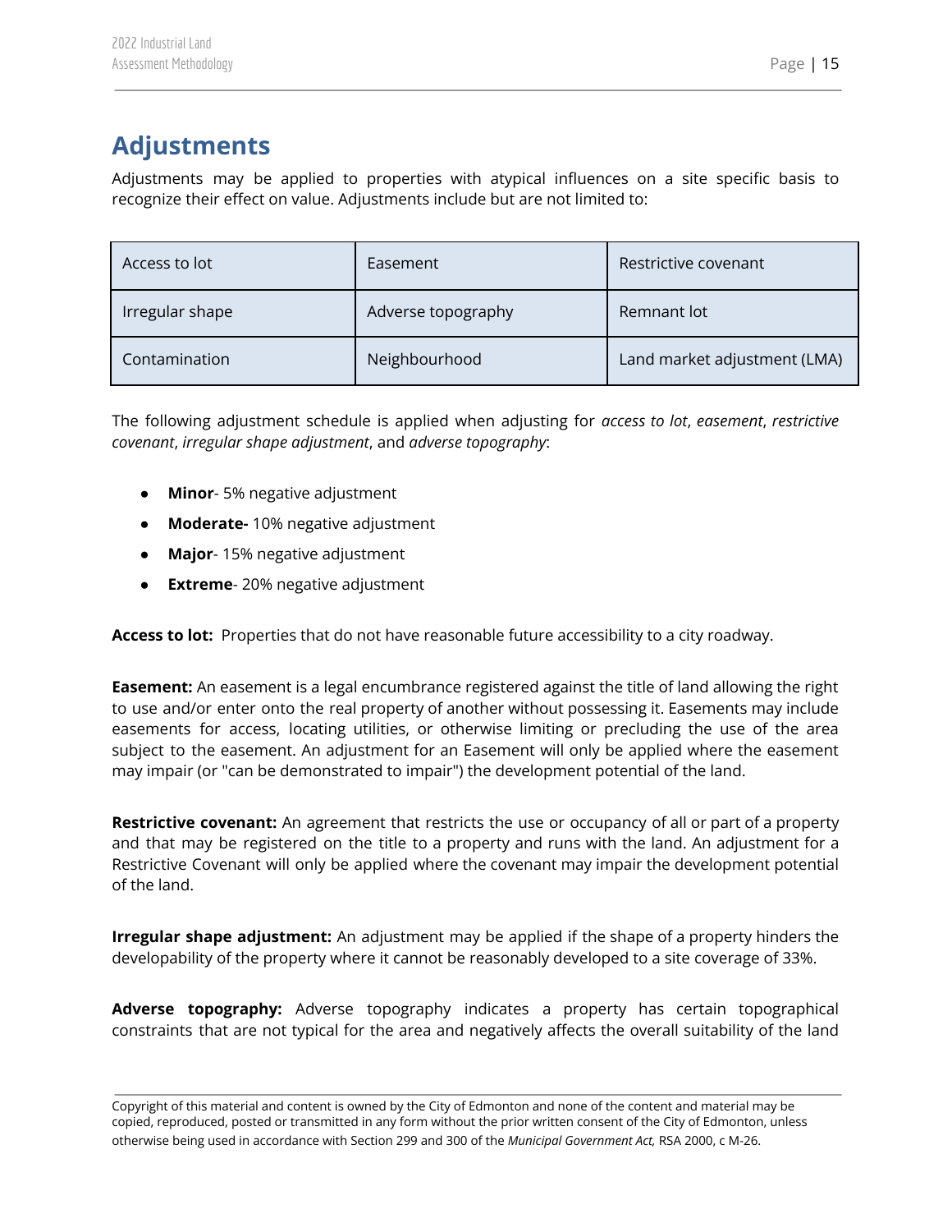## Adjustments

Adjustments may be applied to properties with atypical influences on a site specific basis to recognize their effect on value. Adjustments include but are not limited to:

| Access to lot | Easement | Restrictive covenant |
|---|---|---|
| Irregular shape | Adverse topography | Remnant lot |
| Contamination | Neighbourhood | Land market adjustment (LMA) |

The following adjustment schedule is applied when adjusting for *access to lot*, *easement*, *restrictive covenant*, *irregular shape adjustment*, and *adverse topography*:

- **Minor**- 5% negative adjustment
- **Moderate-** 10% negative adjustment
- **Major**- 15% negative adjustment
- **Extreme**- 20% negative adjustment

**Access to lot:** Properties that do not have reasonable future accessibility to a city roadway.

**Easement:** An easement is a legal encumbrance registered against the title of land allowing the right to use and/or enter onto the real property of another without possessing it. Easements may include easements for access, locating utilities, or otherwise limiting or precluding the use of the area subject to the easement. An adjustment for an Easement will only be applied where the easement may impair (or "can be demonstrated to impair") the development potential of the land.

**Restrictive covenant:** An agreement that restricts the use or occupancy of all or part of a property and that may be registered on the title to a property and runs with the land. An adjustment for a Restrictive Covenant will only be applied where the covenant may impair the development potential of the land.

**Irregular shape adjustment:** An adjustment may be applied if the shape of a property hinders the developability of the property where it cannot be reasonably developed to a site coverage of 33%.

**Adverse topography:** Adverse topography indicates a property has certain topographical constraints that are not typical for the area and negatively affects the overall suitability of the land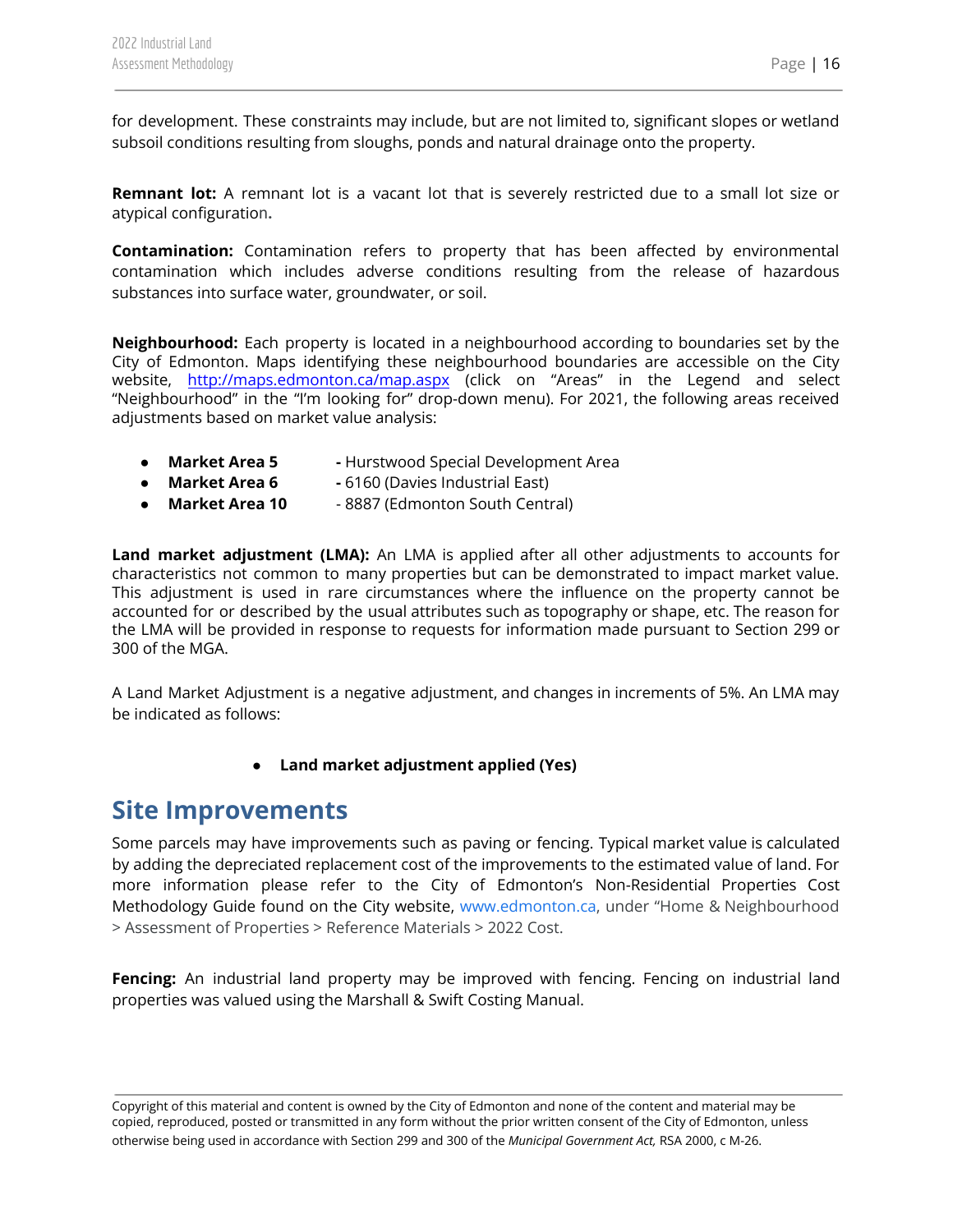for development. These constraints may include, but are not limited to, significant slopes or wetland subsoil conditions resulting from sloughs, ponds and natural drainage onto the property.

**Remnant lot:** A remnant lot is a vacant lot that is severely restricted due to a small lot size or atypical configuration.

**Contamination:** Contamination refers to property that has been affected by environmental contamination which includes adverse conditions resulting from the release of hazardous substances into surface water, groundwater, or soil.

**Neighbourhood:** Each property is located in a neighbourhood according to boundaries set by the City of Edmonton. Maps identifying these neighbourhood boundaries are accessible on the City website, [http://maps.edmonton.ca/map.aspx](http://maps.edmonton.ca/map.aspx) (click on "Areas" in the Legend and select "Neighbourhood" in the "I'm looking for" drop-down menu). For 2021, the following areas received adjustments based on market value analysis:

- **Market Area 5** - Hurstwood Special Development Area
- **Market Area 6** - 6160 (Davies Industrial East)
- **Market Area 10** - 8887 (Edmonton South Central)

**Land market adjustment (LMA):** An LMA is applied after all other adjustments to accounts for characteristics not common to many properties but can be demonstrated to impact market value. This adjustment is used in rare circumstances where the influence on the property cannot be accounted for or described by the usual attributes such as topography or shape, etc. The reason for the LMA will be provided in response to requests for information made pursuant to Section 299 or 300 of the MGA.

A Land Market Adjustment is a negative adjustment, and changes in increments of 5%. An LMA may be indicated as follows:

- **Land market adjustment applied (Yes)**

## Site Improvements

Some parcels may have improvements such as paving or fencing. Typical market value is calculated by adding the depreciated replacement cost of the improvements to the estimated value of land. For more information please refer to the City of Edmonton's Non-Residential Properties Cost Methodology Guide found on the City website, www.edmonton.ca, under "Home & Neighbourhood > Assessment of Properties > Reference Materials > 2022 Cost.

**Fencing:** An industrial land property may be improved with fencing. Fencing on industrial land properties was valued using the Marshall & Swift Costing Manual.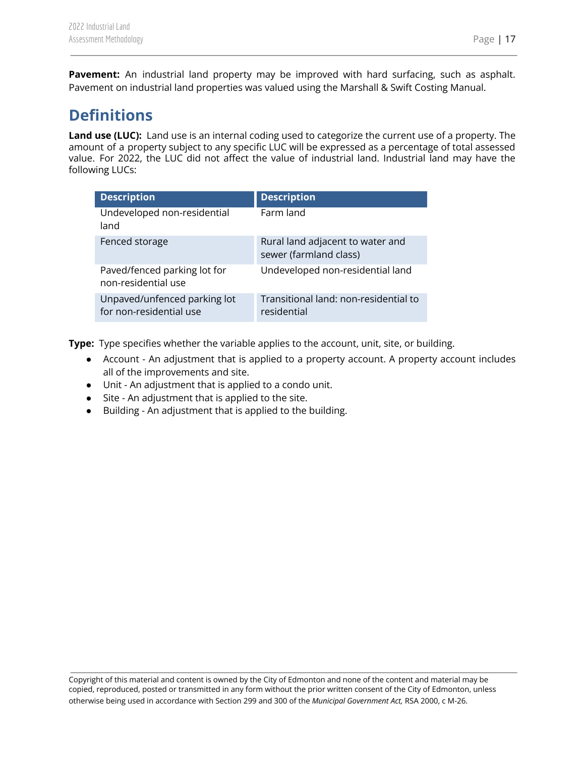**Pavement:** An industrial land property may be improved with hard surfacing, such as asphalt. Pavement on industrial land properties was valued using the Marshall & Swift Costing Manual.

## Definitions

**Land use (LUC):** Land use is an internal coding used to categorize the current use of a property. The amount of a property subject to any specific LUC will be expressed as a percentage of total assessed value. For 2022, the LUC did not affect the value of industrial land. Industrial land may have the following LUCs:

| Description | Description |
|---|---|
| Undeveloped non-residential land | Farm land |
| Fenced storage | Rural land adjacent to water and sewer (farmland class) |
| Paved/fenced parking lot for non-residential use | Undeveloped non-residential land |
| Unpaved/unfenced parking lot for non-residential use | Transitional land: non-residential to residential |

**Type:** Type specifies whether the variable applies to the account, unit, site, or building.

- Account - An adjustment that is applied to a property account. A property account includes all of the improvements and site.
- Unit - An adjustment that is applied to a condo unit.
- Site - An adjustment that is applied to the site.
- Building - An adjustment that is applied to the building.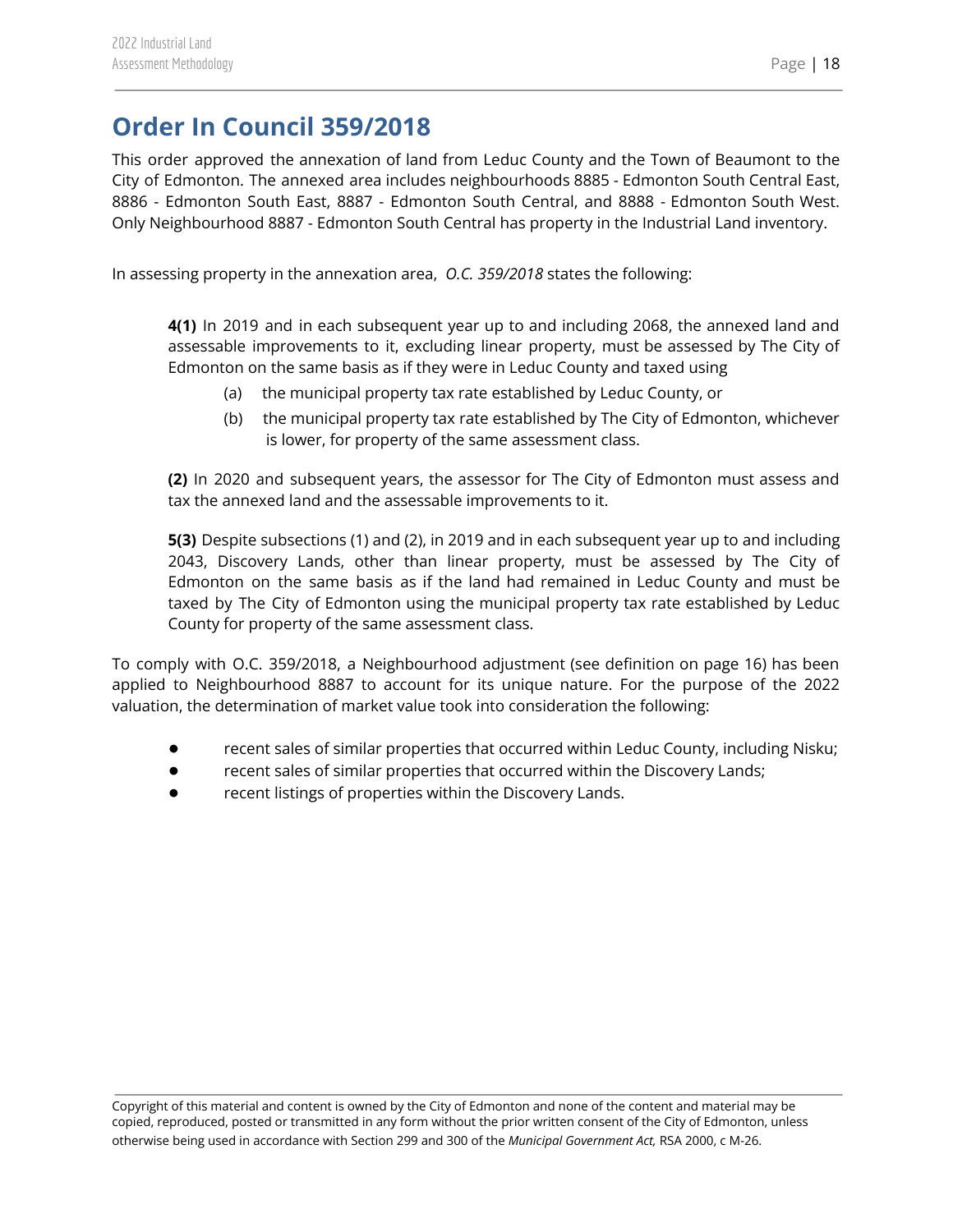# Order In Council 359/2018

This order approved the annexation of land from Leduc County and the Town of Beaumont to the City of Edmonton. The annexed area includes neighbourhoods 8885 - Edmonton South Central East, 8886 - Edmonton South East, 8887 - Edmonton South Central, and 8888 - Edmonton South West. Only Neighbourhood 8887 - Edmonton South Central has property in the Industrial Land inventory.

In assessing property in the annexation area, *O.C. 359/2018* states the following:

> **4(1)** In 2019 and in each subsequent year up to and including 2068, the annexed land and assessable improvements to it, excluding linear property, must be assessed by The City of Edmonton on the same basis as if they were in Leduc County and taxed using
>
> (a) the municipal property tax rate established by Leduc County, or
>
> (b) the municipal property tax rate established by The City of Edmonton, whichever is lower, for property of the same assessment class.
>
> **(2)** In 2020 and subsequent years, the assessor for The City of Edmonton must assess and tax the annexed land and the assessable improvements to it.
>
> **5(3)** Despite subsections (1) and (2), in 2019 and in each subsequent year up to and including 2043, Discovery Lands, other than linear property, must be assessed by The City of Edmonton on the same basis as if the land had remained in Leduc County and must be taxed by The City of Edmonton using the municipal property tax rate established by Leduc County for property of the same assessment class.

To comply with O.C. 359/2018, a Neighbourhood adjustment (see definition on page 16) has been applied to Neighbourhood 8887 to account for its unique nature. For the purpose of the 2022 valuation, the determination of market value took into consideration the following:

- recent sales of similar properties that occurred within Leduc County, including Nisku;
- recent sales of similar properties that occurred within the Discovery Lands;
- recent listings of properties within the Discovery Lands.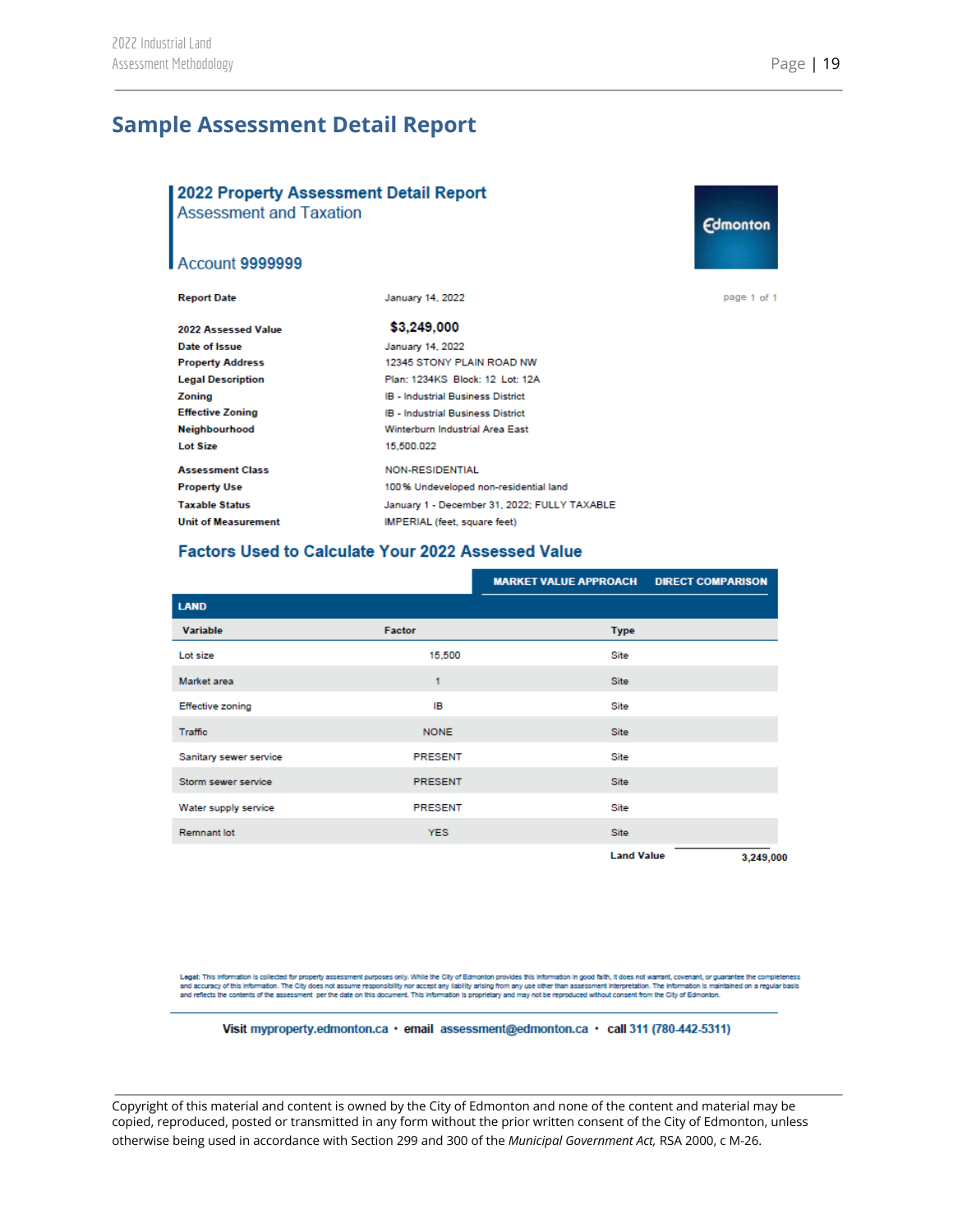# Sample Assessment Detail Report

## 2022 Property Assessment Detail Report

Assessment and Taxation

Account 9999999

Edmonton

| | |
|---|---|
| **Report Date** | January 14, 2022 |
| **2022 Assessed Value** | **$3,249,000** |
| **Date of Issue** | January 14, 2022 |
| **Property Address** | 12345 STONY PLAIN ROAD NW |
| **Legal Description** | Plan: 1234KS Block: 12 Lot: 12A |
| **Zoning** | IB - Industrial Business District |
| **Effective Zoning** | IB - Industrial Business District |
| **Neighbourhood** | Winterburn Industrial Area East |
| **Lot Size** | 15,500.022 |
| **Assessment Class** | NON-RESIDENTIAL |
| **Property Use** | 100% Undeveloped non-residential land |
| **Taxable Status** | January 1 - December 31, 2022; FULLY TAXABLE |
| **Unit of Measurement** | IMPERIAL (feet, square feet) |

### Factors Used to Calculate Your 2022 Assessed Value

**MARKET VALUE APPROACH** **DIRECT COMPARISON**

**LAND**

| Variable | Factor | Type |
|---|---|---|
| Lot size | 15,500 | Site |
| Market area | 1 | Site |
| Effective zoning | IB | Site |
| Traffic | NONE | Site |
| Sanitary sewer service | PRESENT | Site |
| Storm sewer service | PRESENT | Site |
| Water supply service | PRESENT | Site |
| Remnant lot | YES | Site |
| | | **Land Value** 3,249,000 |

**Legal:** This information is collected for property assessment purposes only. While the City of Edmonton provides this information in good faith, it does not warrant, covenant, or guarantee the completeness and accuracy of this information. The City does not assume responsibility nor accept any liability arising from any use other than assessment interpretation. The information is maintained on a regular basis and reflects the contents of the assessment per the date on this document. This information is proprietary and may not be reproduced without consent from the City of Edmonton.

**Visit** myproperty.edmonton.ca • **email** assessment@edmonton.ca • **call** 311 (780-442-5311)

Copyright of this material and content is owned by the City of Edmonton and none of the content and material may be copied, reproduced, posted or transmitted in any form without the prior written consent of the City of Edmonton, unless otherwise being used in accordance with Section 299 and 300 of the *Municipal Government Act,* RSA 2000, c M-26.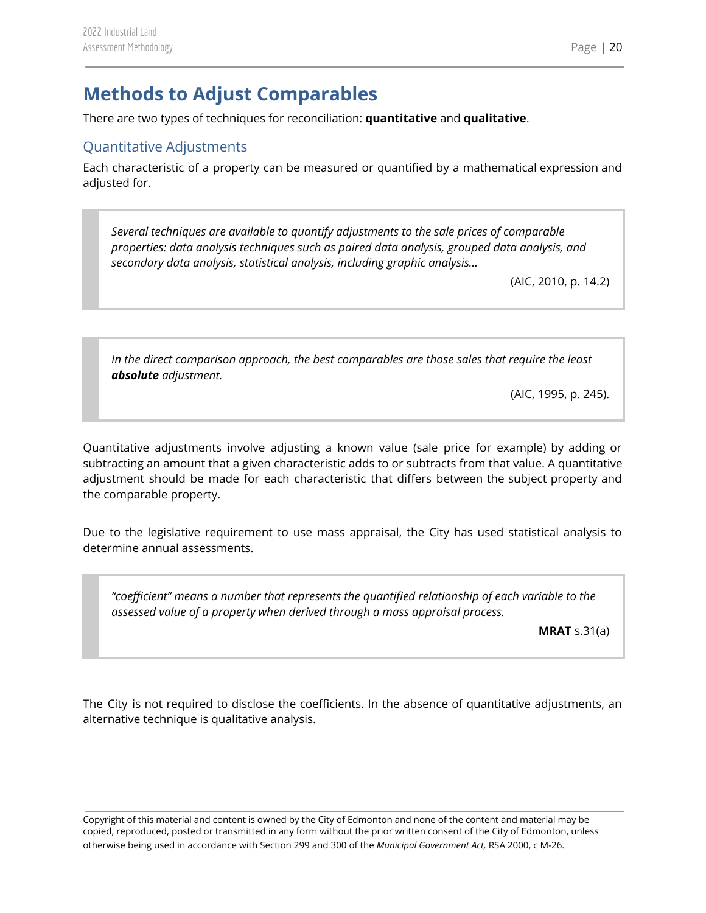# Methods to Adjust Comparables

There are two types of techniques for reconciliation: **quantitative** and **qualitative**.

## Quantitative Adjustments

Each characteristic of a property can be measured or quantified by a mathematical expression and adjusted for.

> *Several techniques are available to quantify adjustments to the sale prices of comparable properties: data analysis techniques such as paired data analysis, grouped data analysis, and secondary data analysis, statistical analysis, including graphic analysis…*
>
> (AIC, 2010, p. 14.2)

> *In the direct comparison approach, the best comparables are those sales that require the least **absolute** adjustment.*
>
> (AIC, 1995, p. 245).

Quantitative adjustments involve adjusting a known value (sale price for example) by adding or subtracting an amount that a given characteristic adds to or subtracts from that value. A quantitative adjustment should be made for each characteristic that differs between the subject property and the comparable property.

Due to the legislative requirement to use mass appraisal, the City has used statistical analysis to determine annual assessments.

> *"coefficient" means a number that represents the quantified relationship of each variable to the assessed value of a property when derived through a mass appraisal process.*
>
> **MRAT** s.31(a)

The City is not required to disclose the coefficients. In the absence of quantitative adjustments, an alternative technique is qualitative analysis.

Copyright of this material and content is owned by the City of Edmonton and none of the content and material may be copied, reproduced, posted or transmitted in any form without the prior written consent of the City of Edmonton, unless otherwise being used in accordance with Section 299 and 300 of the *Municipal Government Act,* RSA 2000, c M-26.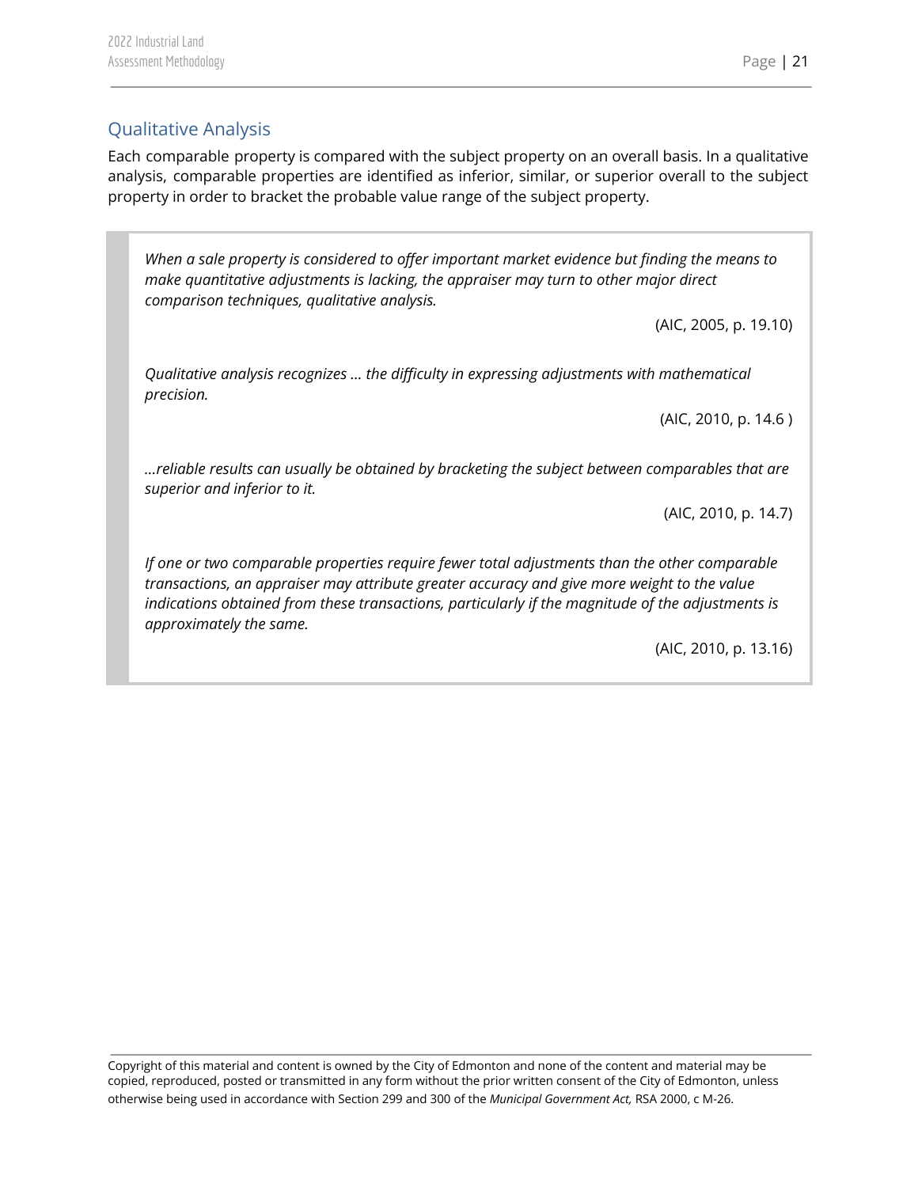## Qualitative Analysis

Each comparable property is compared with the subject property on an overall basis. In a qualitative analysis, comparable properties are identified as inferior, similar, or superior overall to the subject property in order to bracket the probable value range of the subject property.

> *When a sale property is considered to offer important market evidence but finding the means to make quantitative adjustments is lacking, the appraiser may turn to other major direct comparison techniques, qualitative analysis.*
>
> (AIC, 2005, p. 19.10)
>
> *Qualitative analysis recognizes … the difficulty in expressing adjustments with mathematical precision.*
>
> (AIC, 2010, p. 14.6 )
>
> *…reliable results can usually be obtained by bracketing the subject between comparables that are superior and inferior to it.*
>
> (AIC, 2010, p. 14.7)
>
> *If one or two comparable properties require fewer total adjustments than the other comparable transactions, an appraiser may attribute greater accuracy and give more weight to the value indications obtained from these transactions, particularly if the magnitude of the adjustments is approximately the same.*
>
> (AIC, 2010, p. 13.16)

Copyright of this material and content is owned by the City of Edmonton and none of the content and material may be copied, reproduced, posted or transmitted in any form without the prior written consent of the City of Edmonton, unless otherwise being used in accordance with Section 299 and 300 of the *Municipal Government Act,* RSA 2000, c M-26.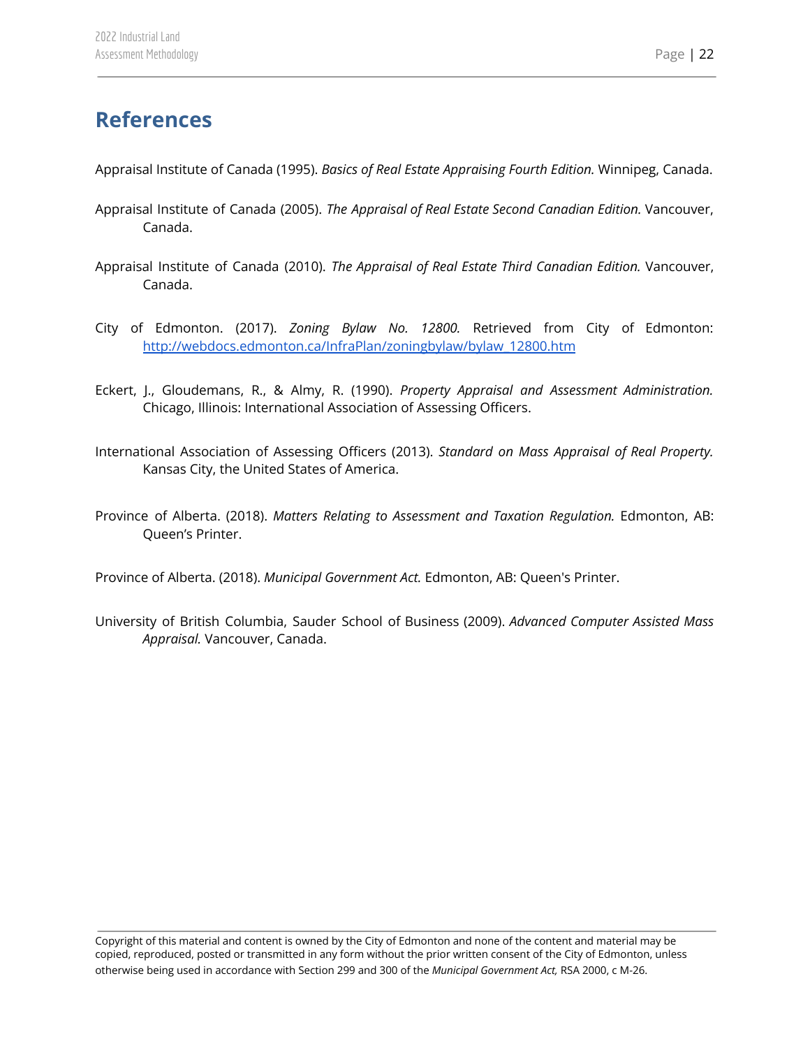## References

Appraisal Institute of Canada (1995). *Basics of Real Estate Appraising Fourth Edition.* Winnipeg, Canada.

Appraisal Institute of Canada (2005). *The Appraisal of Real Estate Second Canadian Edition.* Vancouver, Canada.

Appraisal Institute of Canada (2010). *The Appraisal of Real Estate Third Canadian Edition.* Vancouver, Canada.

City of Edmonton. (2017). *Zoning Bylaw No. 12800.* Retrieved from City of Edmonton: [http://webdocs.edmonton.ca/InfraPlan/zoningbylaw/bylaw_12800.htm](http://webdocs.edmonton.ca/InfraPlan/zoningbylaw/bylaw_12800.htm)

Eckert, J., Gloudemans, R., & Almy, R. (1990). *Property Appraisal and Assessment Administration.* Chicago, Illinois: International Association of Assessing Officers.

International Association of Assessing Officers (2013). *Standard on Mass Appraisal of Real Property.* Kansas City, the United States of America.

Province of Alberta. (2018). *Matters Relating to Assessment and Taxation Regulation.* Edmonton, AB: Queen's Printer.

Province of Alberta. (2018). *Municipal Government Act.* Edmonton, AB: Queen's Printer.

University of British Columbia, Sauder School of Business (2009). *Advanced Computer Assisted Mass Appraisal.* Vancouver, Canada.

Copyright of this material and content is owned by the City of Edmonton and none of the content and material may be copied, reproduced, posted or transmitted in any form without the prior written consent of the City of Edmonton, unless otherwise being used in accordance with Section 299 and 300 of the *Municipal Government Act,* RSA 2000, c M-26.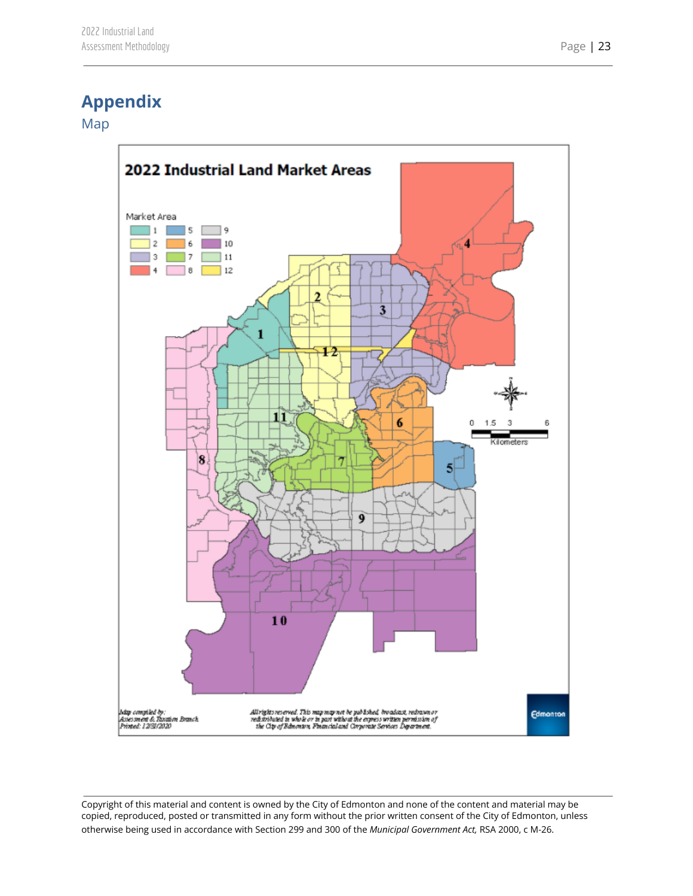# Appendix

## Map

2022 Industrial Land Market Areas

Market Area

| | | |
|---|---|---|
| 1 | 5 | 9 |
| 2 | 6 | 10 |
| 3 | 7 | 11 |
| 4 | 8 | 12 |

0 1.5 3 6
Kilometers

*Map compiled by: Assessment & Taxation Branch. Printed: 12/31/2020*

*All rights reserved. This map may not be published, broadcast, redrawn or redistributed in whole or in part without the express written permission of the City of Edmonton, Financial and Corporate Services Department.*

Edmonton

Copyright of this material and content is owned by the City of Edmonton and none of the content and material may be copied, reproduced, posted or transmitted in any form without the prior written consent of the City of Edmonton, unless otherwise being used in accordance with Section 299 and 300 of the *Municipal Government Act,* RSA 2000, c M-26.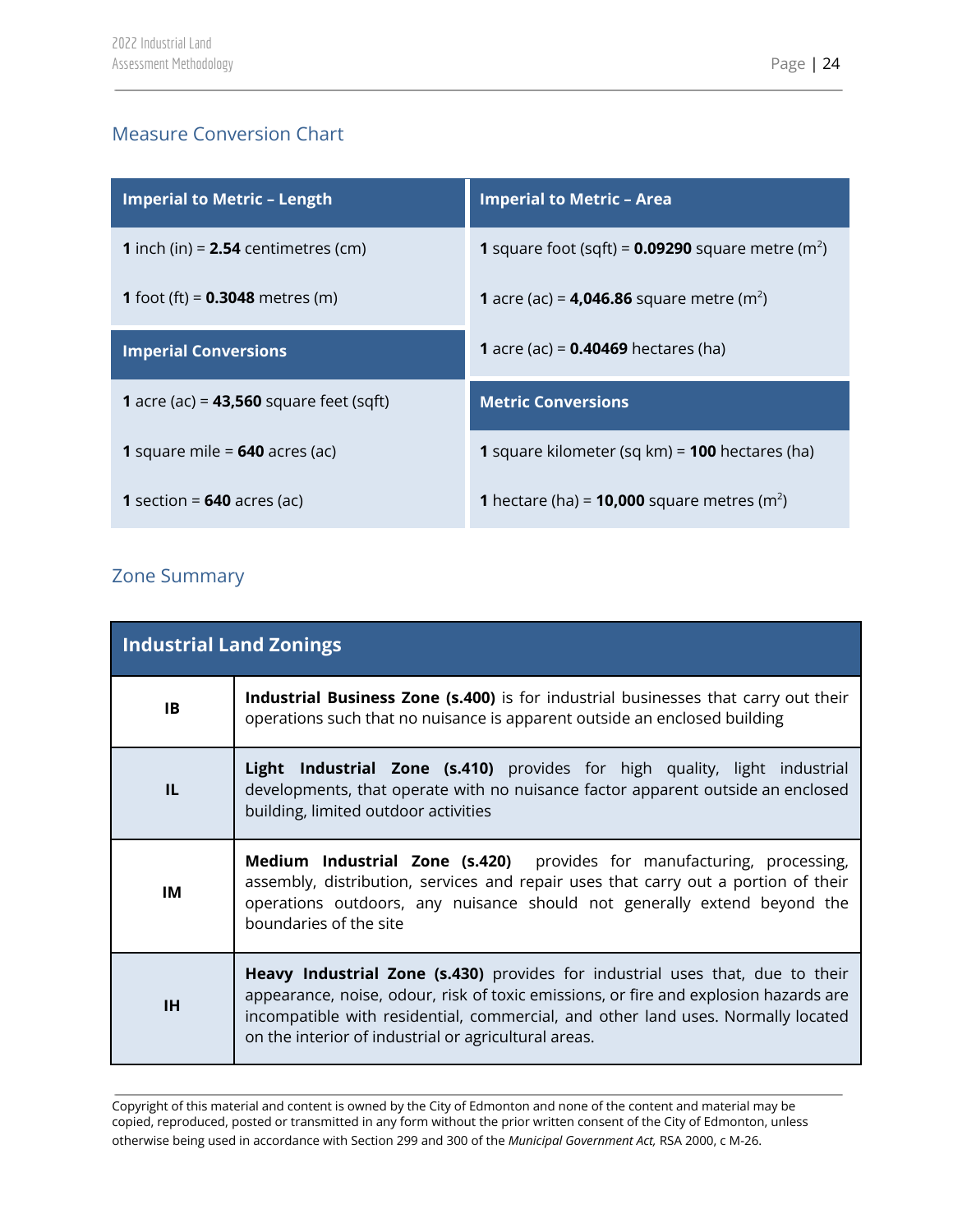## Measure Conversion Chart

| Imperial to Metric – Length |
|---|
| **1** inch (in) = **2.54** centimetres (cm) |
| **1** foot (ft) = **0.3048** metres (m) |

| Imperial Conversions |
|---|
| **1** acre (ac) = **43,560** square feet (sqft) |
| **1** square mile = **640** acres (ac) |
| **1** section = **640** acres (ac) |

| Imperial to Metric – Area |
|---|
| **1** square foot (sqft) = **0.09290** square metre (m$^2$) |
| **1** acre (ac) = **4,046.86** square metre (m$^2$) |
| **1** acre (ac) = **0.40469** hectares (ha) |

| Metric Conversions |
|---|
| **1** square kilometer (sq km) = **100** hectares (ha) |
| **1** hectare (ha) = **10,000** square metres (m$^2$) |

## Zone Summary

| Industrial Land Zonings | |
|---|---|
| **IB** | **Industrial Business Zone (s.400)** is for industrial businesses that carry out their operations such that no nuisance is apparent outside an enclosed building |
| **IL** | **Light Industrial Zone (s.410)** provides for high quality, light industrial developments, that operate with no nuisance factor apparent outside an enclosed building, limited outdoor activities |
| **IM** | **Medium Industrial Zone (s.420)** provides for manufacturing, processing, assembly, distribution, services and repair uses that carry out a portion of their operations outdoors, any nuisance should not generally extend beyond the boundaries of the site |
| **IH** | **Heavy Industrial Zone (s.430)** provides for industrial uses that, due to their appearance, noise, odour, risk of toxic emissions, or fire and explosion hazards are incompatible with residential, commercial, and other land uses. Normally located on the interior of industrial or agricultural areas. |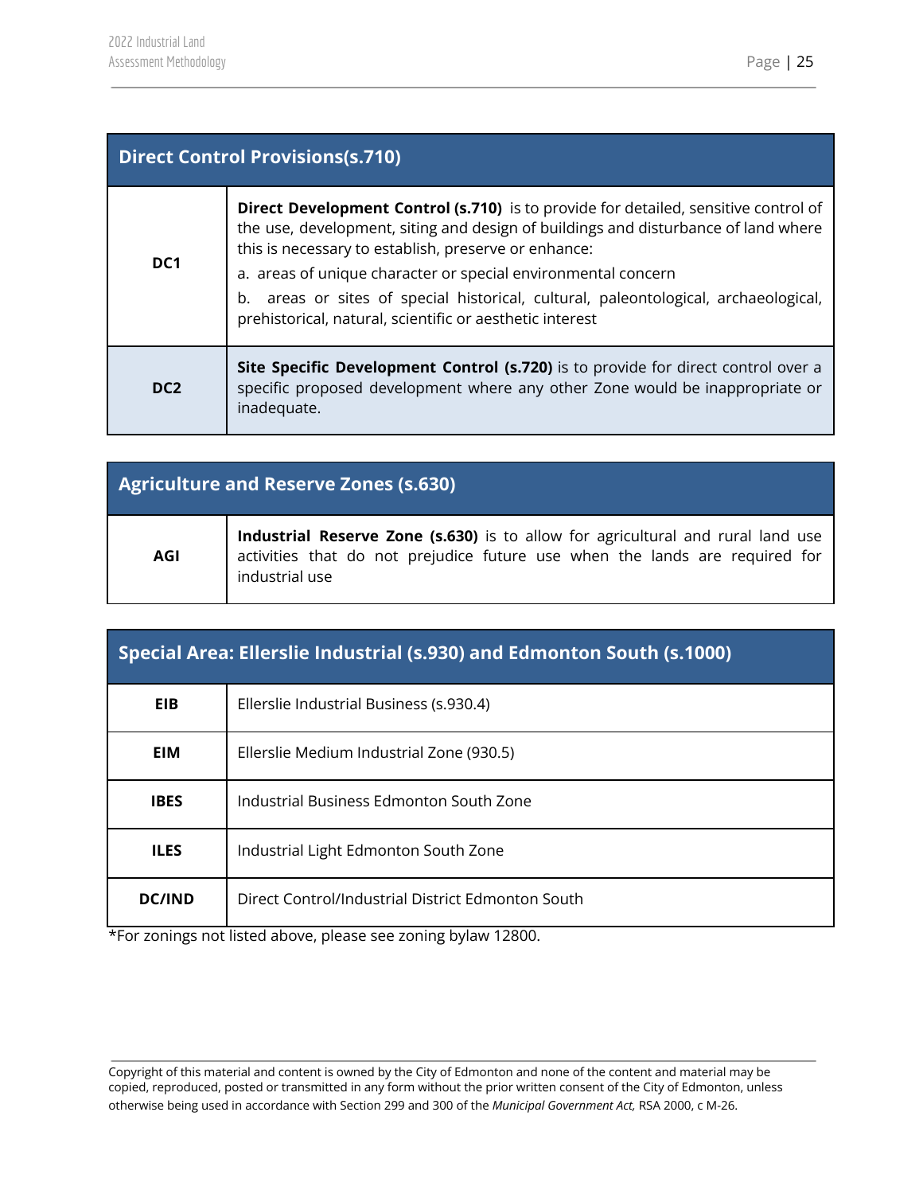| Direct Control Provisions(s.710) | |
|---|---|
| **DC1** | **Direct Development Control (s.710)** is to provide for detailed, sensitive control of the use, development, siting and design of buildings and disturbance of land where this is necessary to establish, preserve or enhance:<br>a. areas of unique character or special environmental concern<br>b. areas or sites of special historical, cultural, paleontological, archaeological, prehistorical, natural, scientific or aesthetic interest |
| **DC2** | **Site Specific Development Control (s.720)** is to provide for direct control over a specific proposed development where any other Zone would be inappropriate or inadequate. |

| Agriculture and Reserve Zones (s.630) | |
|---|---|
| **AGI** | **Industrial Reserve Zone (s.630)** is to allow for agricultural and rural land use activities that do not prejudice future use when the lands are required for industrial use |

| Special Area: Ellerslie Industrial (s.930) and Edmonton South (s.1000) | |
|---|---|
| **EIB** | Ellerslie Industrial Business (s.930.4) |
| **EIM** | Ellerslie Medium Industrial Zone (930.5) |
| **IBES** | Industrial Business Edmonton South Zone |
| **ILES** | Industrial Light Edmonton South Zone |
| **DC/IND** | Direct Control/Industrial District Edmonton South |

*For zonings not listed above, please see zoning bylaw 12800.

Copyright of this material and content is owned by the City of Edmonton and none of the content and material may be copied, reproduced, posted or transmitted in any form without the prior written consent of the City of Edmonton, unless otherwise being used in accordance with Section 299 and 300 of the *Municipal Government Act,* RSA 2000, c M-26.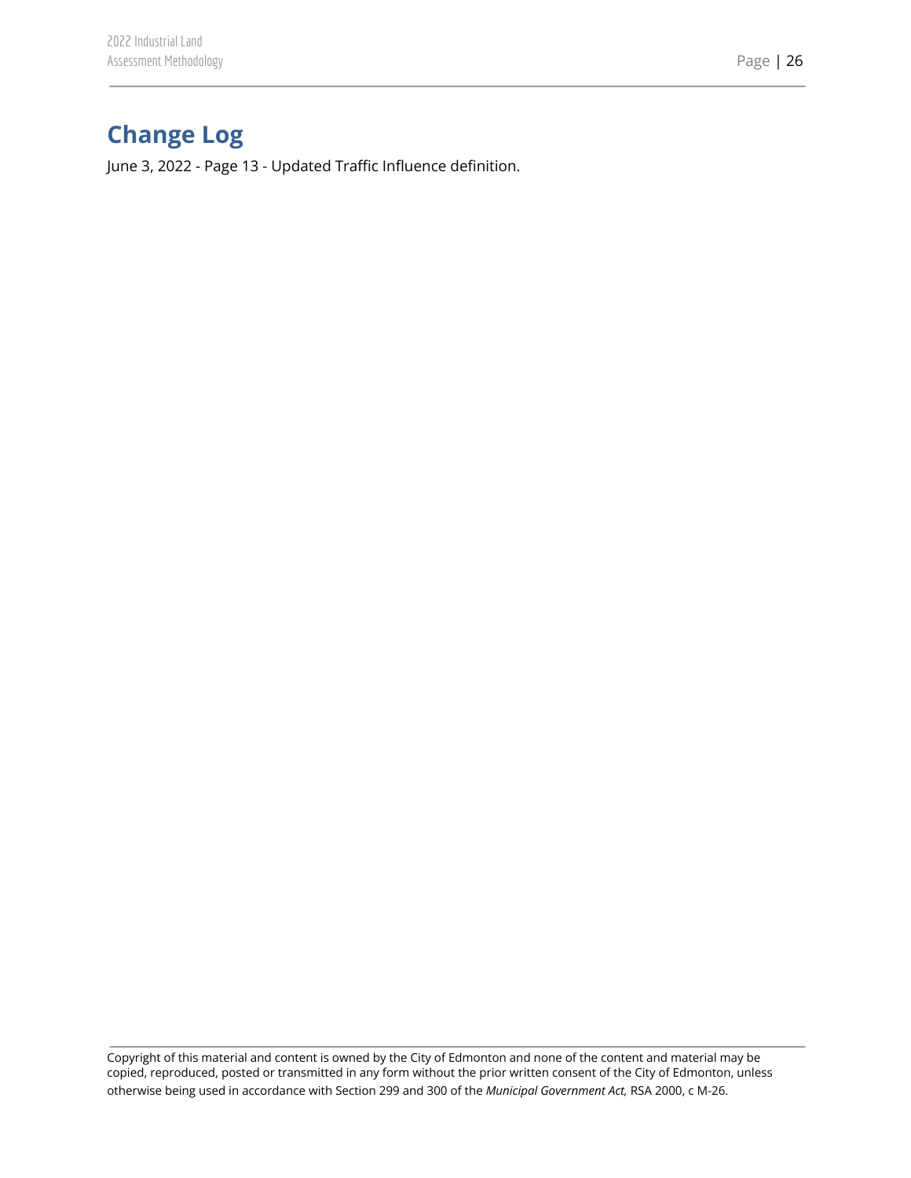# Change Log

June 3, 2022 - Page 13 - Updated Traffic Influence definition.

Copyright of this material and content is owned by the City of Edmonton and none of the content and material may be copied, reproduced, posted or transmitted in any form without the prior written consent of the City of Edmonton, unless otherwise being used in accordance with Section 299 and 300 of the *Municipal Government Act,* RSA 2000, c M-26.